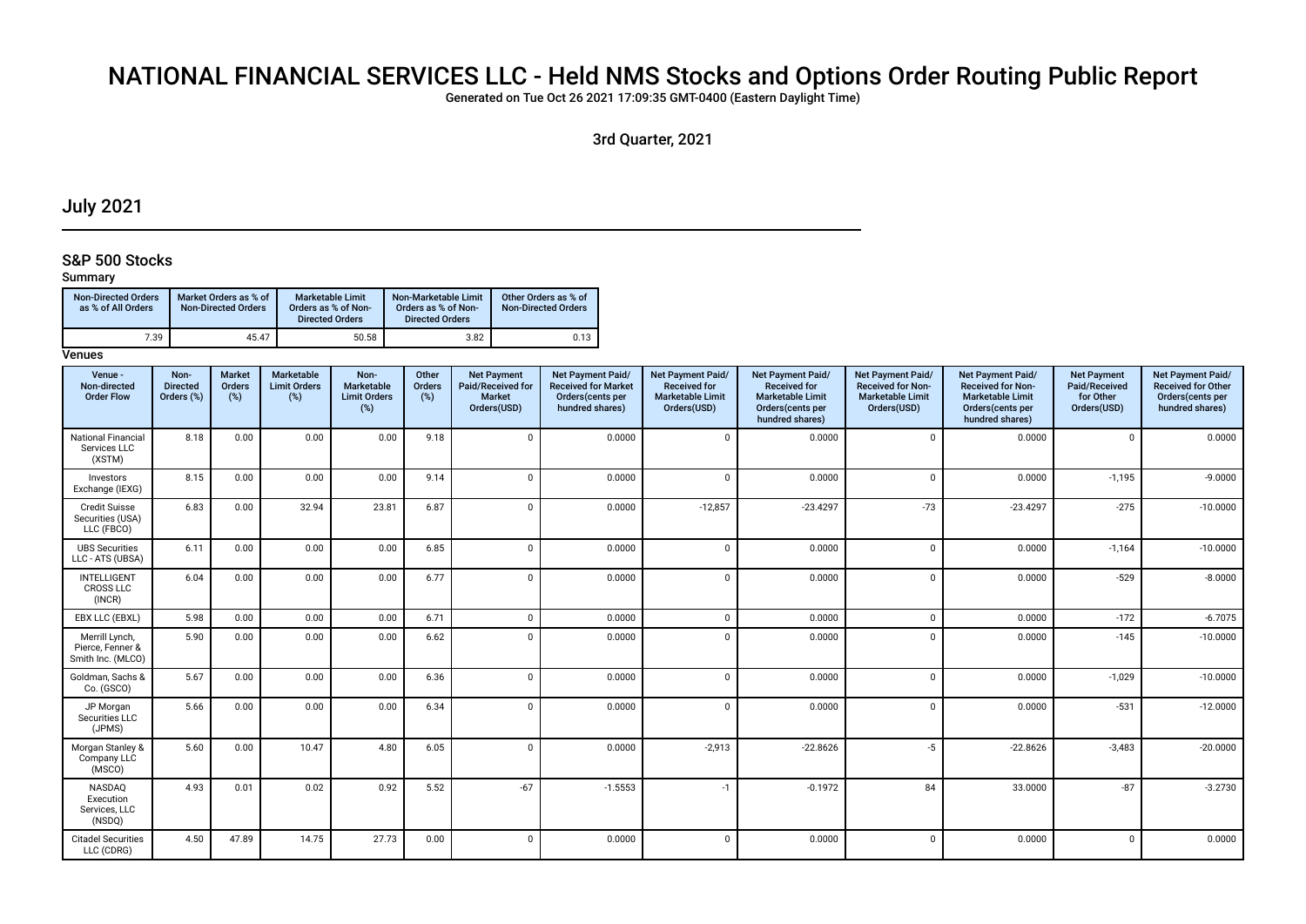# NATIONAL FINANCIAL SERVICES LLC - Held NMS Stocks and Options Order Routing Public Report

**Generated on Tue Oct 26 2021 17:09:35 GMT-0400 (Eastern Daylight Time)**

**3rd Quarter, 2021**

## July 2021

### S&P 500 Stocks

**Summary**

| Non-Directed Orders as % of All Orders | Market Orders as % of Non-Directed Orders | Marketable Limit Orders as % of Non-Directed Orders | Non-Marketable Limit Orders as % of Non-Directed Orders | Other Orders as % of Non-Directed Orders |
|---|---|---|---|---|
| 7.39 | 45.47 | 50.58 | 3.82 | 0.13 |

**Venues**

| Venue - Non-directed Order Flow | Non-Directed Orders (%) | Market Orders (%) | Marketable Limit Orders (%) | Non-Marketable Limit Orders (%) | Other Orders (%) | Net Payment Paid/Received for Market Orders(USD) | Net Payment Paid/ Received for Market Orders(cents per hundred shares) | Net Payment Paid/ Received for Marketable Limit Orders(USD) | Net Payment Paid/ Received for Marketable Limit Orders(cents per hundred shares) | Net Payment Paid/ Received for Non-Marketable Limit Orders(USD) | Net Payment Paid/ Received for Non-Marketable Limit Orders(cents per hundred shares) | Net Payment Paid/Received for Other Orders(USD) | Net Payment Paid/ Received for Other Orders(cents per hundred shares) |
|---|---|---|---|---|---|---|---|---|---|---|---|---|---|
| National Financial Services LLC (XSTM) | 8.18 | 0.00 | 0.00 | 0.00 | 9.18 | 0 | 0.0000 | 0 | 0.0000 | 0 | 0.0000 | 0 | 0.0000 |
| Investors Exchange (IEXG) | 8.15 | 0.00 | 0.00 | 0.00 | 9.14 | 0 | 0.0000 | 0 | 0.0000 | 0 | 0.0000 | -1,195 | -9.0000 |
| Credit Suisse Securities (USA) LLC (FBCO) | 6.83 | 0.00 | 32.94 | 23.81 | 6.87 | 0 | 0.0000 | -12,857 | -23.4297 | -73 | -23.4297 | -275 | -10.0000 |
| UBS Securities LLC - ATS (UBSA) | 6.11 | 0.00 | 0.00 | 0.00 | 6.85 | 0 | 0.0000 | 0 | 0.0000 | 0 | 0.0000 | -1,164 | -10.0000 |
| INTELLIGENT CROSS LLC (INCR) | 6.04 | 0.00 | 0.00 | 0.00 | 6.77 | 0 | 0.0000 | 0 | 0.0000 | 0 | 0.0000 | -529 | -8.0000 |
| EBX LLC (EBXL) | 5.98 | 0.00 | 0.00 | 0.00 | 6.71 | 0 | 0.0000 | 0 | 0.0000 | 0 | 0.0000 | -172 | -6.7075 |
| Merrill Lynch, Pierce, Fenner & Smith Inc. (MLCO) | 5.90 | 0.00 | 0.00 | 0.00 | 6.62 | 0 | 0.0000 | 0 | 0.0000 | 0 | 0.0000 | -145 | -10.0000 |
| Goldman, Sachs & Co. (GSCO) | 5.67 | 0.00 | 0.00 | 0.00 | 6.36 | 0 | 0.0000 | 0 | 0.0000 | 0 | 0.0000 | -1,029 | -10.0000 |
| JP Morgan Securities LLC (JPMS) | 5.66 | 0.00 | 0.00 | 0.00 | 6.34 | 0 | 0.0000 | 0 | 0.0000 | 0 | 0.0000 | -531 | -12.0000 |
| Morgan Stanley & Company LLC (MSCO) | 5.60 | 0.00 | 10.47 | 4.80 | 6.05 | 0 | 0.0000 | -2,913 | -22.8626 | -5 | -22.8626 | -3,483 | -20.0000 |
| NASDAQ Execution Services, LLC (NSDQ) | 4.93 | 0.01 | 0.02 | 0.92 | 5.52 | -67 | -1.5553 | -1 | -0.1972 | 84 | 33.0000 | -87 | -3.2730 |
| Citadel Securities LLC (CDRG) | 4.50 | 47.89 | 14.75 | 27.73 | 0.00 | 0 | 0.0000 | 0 | 0.0000 | 0 | 0.0000 | 0 | 0.0000 |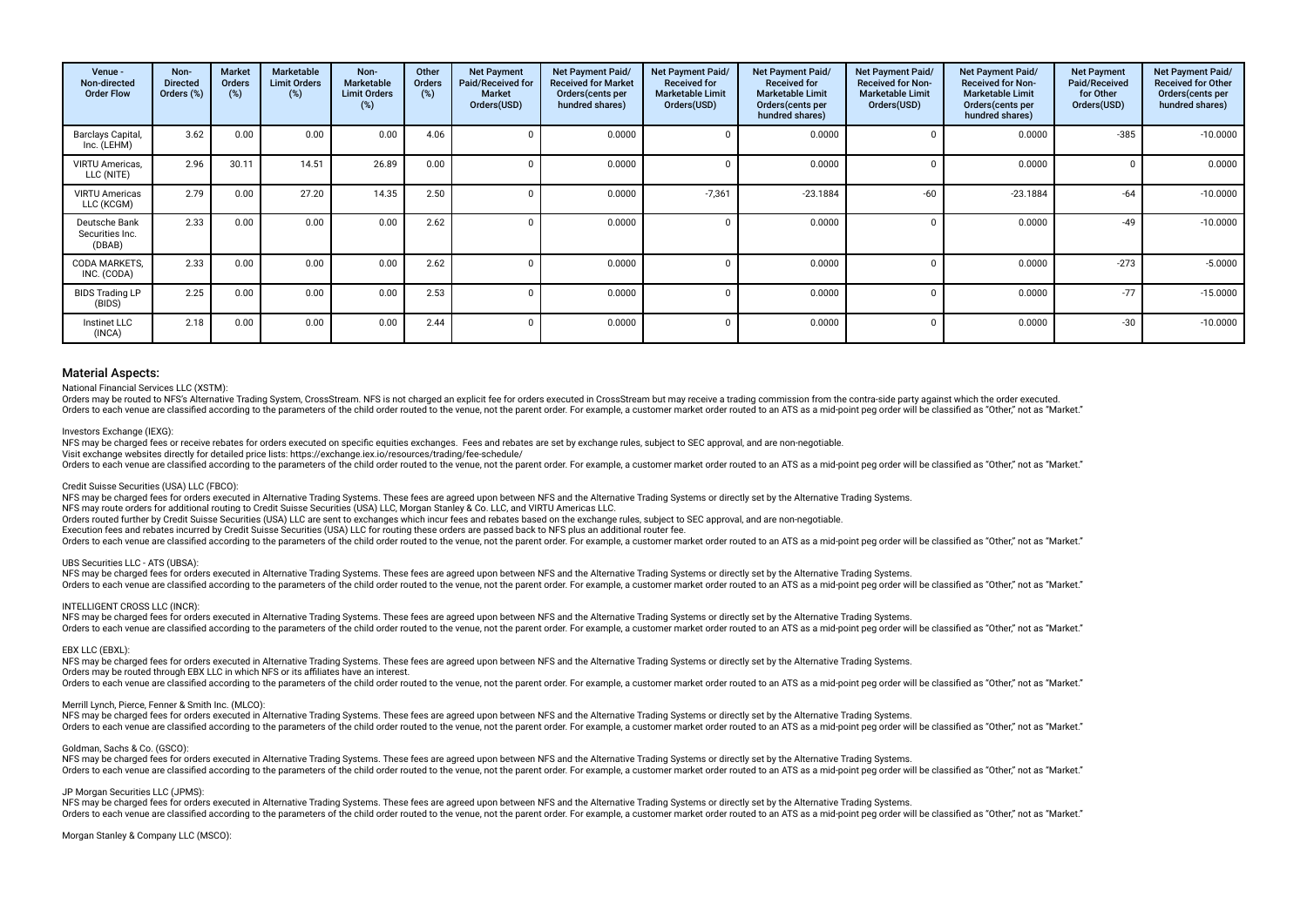| Venue - Non-directed Order Flow | Non-Directed Orders (%) | Market Orders (%) | Marketable Limit Orders (%) | Non-Marketable Limit Orders (%) | Other Orders (%) | Net Payment Paid/Received for Market Orders(USD) | Net Payment Paid/ Received for Market Orders(cents per hundred shares) | Net Payment Paid/ Received for Marketable Limit Orders(USD) | Net Payment Paid/ Received for Marketable Limit Orders(cents per hundred shares) | Net Payment Paid/ Received for Non-Marketable Limit Orders(USD) | Net Payment Paid/ Received for Non-Marketable Limit Orders(cents per hundred shares) | Net Payment Paid/Received for Other Orders(USD) | Net Payment Paid/ Received for Other Orders(cents per hundred shares) |
|---|---|---|---|---|---|---|---|---|---|---|---|---|---|
| Barclays Capital, Inc. (LEHM) | 3.62 | 0.00 | 0.00 | 0.00 | 4.06 | 0 | 0.0000 | 0 | 0.0000 | 0 | 0.0000 | -385 | -10.0000 |
| VIRTU Americas, LLC (NITE) | 2.96 | 30.11 | 14.51 | 26.89 | 0.00 | 0 | 0.0000 | 0 | 0.0000 | 0 | 0.0000 | 0 | 0.0000 |
| VIRTU Americas LLC (KCGM) | 2.79 | 0.00 | 27.20 | 14.35 | 2.50 | 0 | 0.0000 | -7,361 | -23.1884 | -60 | -23.1884 | -64 | -10.0000 |
| Deutsche Bank Securities Inc. (DBAB) | 2.33 | 0.00 | 0.00 | 0.00 | 2.62 | 0 | 0.0000 | 0 | 0.0000 | 0 | 0.0000 | -49 | -10.0000 |
| CODA MARKETS, INC. (CODA) | 2.33 | 0.00 | 0.00 | 0.00 | 2.62 | 0 | 0.0000 | 0 | 0.0000 | 0 | 0.0000 | -273 | -5.0000 |
| BIDS Trading LP (BIDS) | 2.25 | 0.00 | 0.00 | 0.00 | 2.53 | 0 | 0.0000 | 0 | 0.0000 | 0 | 0.0000 | -77 | -15.0000 |
| Instinet LLC (INCA) | 2.18 | 0.00 | 0.00 | 0.00 | 2.44 | 0 | 0.0000 | 0 | 0.0000 | 0 | 0.0000 | -30 | -10.0000 |

## Material Aspects:

National Financial Services LLC (XSTM):

Orders may be routed to NFS's Alternative Trading System, CrossStream. NFS is not charged an explicit fee for orders executed in CrossStream but may receive a trading commission from the contra-side party against which the order executed.
Orders to each venue are classified according to the parameters of the child order routed to the venue, not the parent order. For example, a customer market order routed to an ATS as a mid-point peg order will be classified as "Other," not as "Market."

Investors Exchange (IEXG):

NFS may be charged fees or receive rebates for orders executed on specific equities exchanges. Fees and rebates are set by exchange rules, subject to SEC approval, and are non-negotiable.
Visit exchange websites directly for detailed price lists: https://exchange.iex.io/resources/trading/fee-schedule/
Orders to each venue are classified according to the parameters of the child order routed to the venue, not the parent order. For example, a customer market order routed to an ATS as a mid-point peg order will be classified as "Other," not as "Market."

Credit Suisse Securities (USA) LLC (FBCO):

NFS may be charged fees for orders executed in Alternative Trading Systems. These fees are agreed upon between NFS and the Alternative Trading Systems or directly set by the Alternative Trading Systems.
NFS may route orders for additional routing to Credit Suisse Securities (USA) LLC, Morgan Stanley & Co. LLC, and VIRTU Americas LLC.
Orders routed further by Credit Suisse Securities (USA) LLC are sent to exchanges which incur fees and rebates based on the exchange rules, subject to SEC approval, and are non-negotiable.
Execution fees and rebates incurred by Credit Suisse Securities (USA) LLC for routing these orders are passed back to NFS plus an additional router fee.
Orders to each venue are classified according to the parameters of the child order routed to the venue, not the parent order. For example, a customer market order routed to an ATS as a mid-point peg order will be classified as "Other," not as "Market."

UBS Securities LLC - ATS (UBSA):

NFS may be charged fees for orders executed in Alternative Trading Systems. These fees are agreed upon between NFS and the Alternative Trading Systems or directly set by the Alternative Trading Systems.
Orders to each venue are classified according to the parameters of the child order routed to the venue, not the parent order. For example, a customer market order routed to an ATS as a mid-point peg order will be classified as "Other," not as "Market."

INTELLIGENT CROSS LLC (INCR):

NFS may be charged fees for orders executed in Alternative Trading Systems. These fees are agreed upon between NFS and the Alternative Trading Systems or directly set by the Alternative Trading Systems.
Orders to each venue are classified according to the parameters of the child order routed to the venue, not the parent order. For example, a customer market order routed to an ATS as a mid-point peg order will be classified as "Other," not as "Market."

EBX LLC (EBXL):

NFS may be charged fees for orders executed in Alternative Trading Systems. These fees are agreed upon between NFS and the Alternative Trading Systems or directly set by the Alternative Trading Systems.
Orders may be routed through EBX LLC in which NFS or its affiliates have an interest.
Orders to each venue are classified according to the parameters of the child order routed to the venue, not the parent order. For example, a customer market order routed to an ATS as a mid-point peg order will be classified as "Other," not as "Market."

Merrill Lynch, Pierce, Fenner & Smith Inc. (MLCO):

NFS may be charged fees for orders executed in Alternative Trading Systems. These fees are agreed upon between NFS and the Alternative Trading Systems or directly set by the Alternative Trading Systems.
Orders to each venue are classified according to the parameters of the child order routed to the venue, not the parent order. For example, a customer market order routed to an ATS as a mid-point peg order will be classified as "Other," not as "Market."

Goldman, Sachs & Co. (GSCO):

NFS may be charged fees for orders executed in Alternative Trading Systems. These fees are agreed upon between NFS and the Alternative Trading Systems or directly set by the Alternative Trading Systems.
Orders to each venue are classified according to the parameters of the child order routed to the venue, not the parent order. For example, a customer market order routed to an ATS as a mid-point peg order will be classified as "Other," not as "Market."

JP Morgan Securities LLC (JPMS):

NFS may be charged fees for orders executed in Alternative Trading Systems. These fees are agreed upon between NFS and the Alternative Trading Systems or directly set by the Alternative Trading Systems.
Orders to each venue are classified according to the parameters of the child order routed to the venue, not the parent order. For example, a customer market order routed to an ATS as a mid-point peg order will be classified as "Other," not as "Market."

Morgan Stanley & Company LLC (MSCO):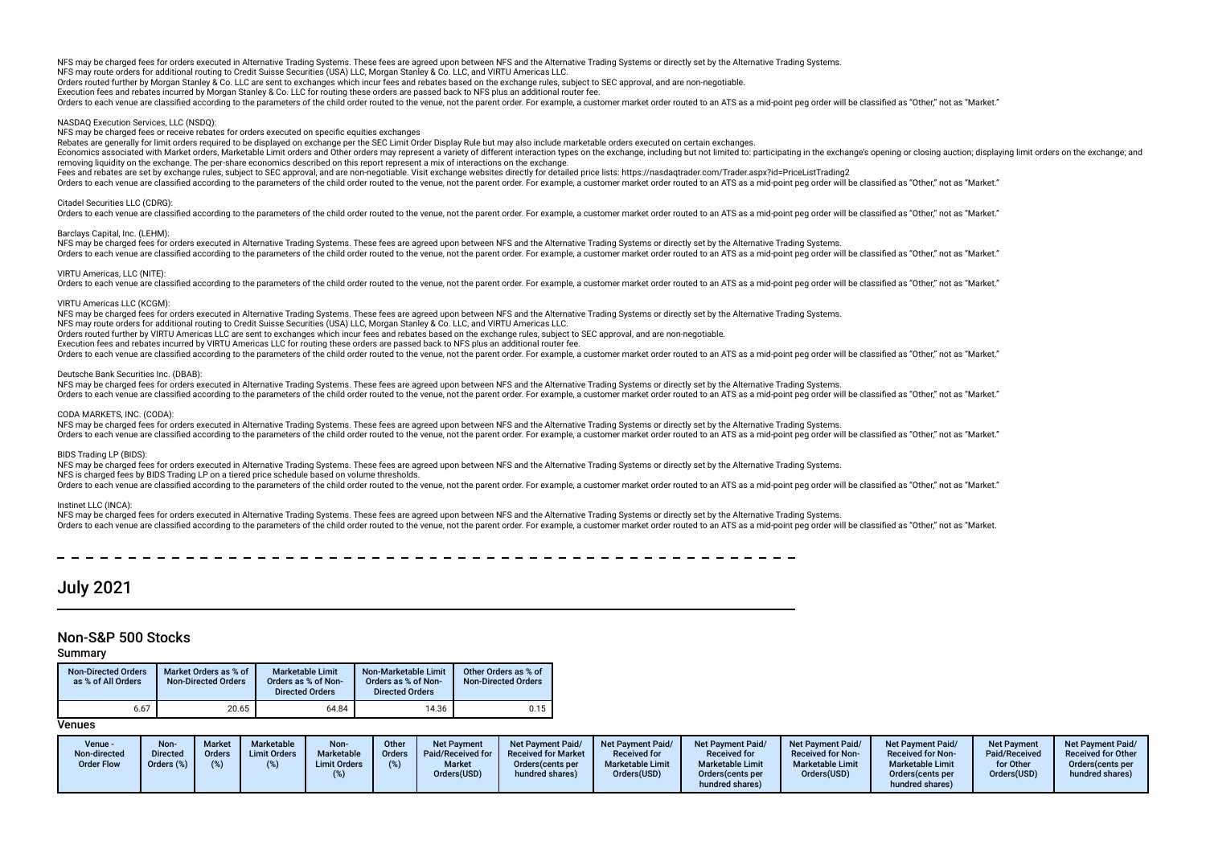NFS may be charged fees for orders executed in Alternative Trading Systems. These fees are agreed upon between NFS and the Alternative Trading Systems or directly set by the Alternative Trading Systems.
NFS may route orders for additional routing to Credit Suisse Securities (USA) LLC, Morgan Stanley & Co. LLC, and VIRTU Americas LLC.
Orders routed further by Morgan Stanley & Co. LLC are sent to exchanges which incur fees and rebates based on the exchange rules, subject to SEC approval, and are non-negotiable.
Execution fees and rebates incurred by Morgan Stanley & Co. LLC for routing these orders are passed back to NFS plus an additional router fee.
Orders to each venue are classified according to the parameters of the child order routed to the venue, not the parent order. For example, a customer market order routed to an ATS as a mid-point peg order will be classified as "Other," not as "Market."

NASDAQ Execution Services, LLC (NSDQ):
NFS may be charged fees or receive rebates for orders executed on specific equities exchanges
Rebates are generally for limit orders required to be displayed on exchange per the SEC Limit Order Display Rule but may also include marketable orders executed on certain exchanges.
Economics associated with Market orders, Marketable Limit orders and Other orders may represent a variety of different interaction types on the exchange, including but not limited to: participating in the exchange's opening or closing auction; displaying limit orders on the exchange; and removing liquidity on the exchange. The per-share economics described on this report represent a mix of interactions on the exchange.
Fees and rebates are set by exchange rules, subject to SEC approval, and are non-negotiable. Visit exchange websites directly for detailed price lists: https://nasdaqtrader.com/Trader.aspx?id=PriceListTrading2
Orders to each venue are classified according to the parameters of the child order routed to the venue, not the parent order. For example, a customer market order routed to an ATS as a mid-point peg order will be classified as "Other," not as "Market."

Citadel Securities LLC (CDRG):
Orders to each venue are classified according to the parameters of the child order routed to the venue, not the parent order. For example, a customer market order routed to an ATS as a mid-point peg order will be classified as "Other," not as "Market."

Barclays Capital, Inc. (LEHM):
NFS may be charged fees for orders executed in Alternative Trading Systems. These fees are agreed upon between NFS and the Alternative Trading Systems or directly set by the Alternative Trading Systems.
Orders to each venue are classified according to the parameters of the child order routed to the venue, not the parent order. For example, a customer market order routed to an ATS as a mid-point peg order will be classified as "Other," not as "Market."

VIRTU Americas, LLC (NITE):
Orders to each venue are classified according to the parameters of the child order routed to the venue, not the parent order. For example, a customer market order routed to an ATS as a mid-point peg order will be classified as "Other," not as "Market."

VIRTU Americas LLC (KCGM):
NFS may be charged fees for orders executed in Alternative Trading Systems. These fees are agreed upon between NFS and the Alternative Trading Systems or directly set by the Alternative Trading Systems.
NFS may route orders for additional routing to Credit Suisse Securities (USA) LLC, Morgan Stanley & Co. LLC, and VIRTU Americas LLC.
Orders routed further by VIRTU Americas LLC are sent to exchanges which incur fees and rebates based on the exchange rules, subject to SEC approval, and are non-negotiable.
Execution fees and rebates incurred by VIRTU Americas LLC for routing these orders are passed back to NFS plus an additional router fee.
Orders to each venue are classified according to the parameters of the child order routed to the venue, not the parent order. For example, a customer market order routed to an ATS as a mid-point peg order will be classified as "Other," not as "Market."

Deutsche Bank Securities Inc. (DBAB):
NFS may be charged fees for orders executed in Alternative Trading Systems. These fees are agreed upon between NFS and the Alternative Trading Systems or directly set by the Alternative Trading Systems.
Orders to each venue are classified according to the parameters of the child order routed to the venue, not the parent order. For example, a customer market order routed to an ATS as a mid-point peg order will be classified as "Other," not as "Market."

CODA MARKETS, INC. (CODA):
NFS may be charged fees for orders executed in Alternative Trading Systems. These fees are agreed upon between NFS and the Alternative Trading Systems or directly set by the Alternative Trading Systems.
Orders to each venue are classified according to the parameters of the child order routed to the venue, not the parent order. For example, a customer market order routed to an ATS as a mid-point peg order will be classified as "Other," not as "Market."

BIDS Trading LP (BIDS):
NFS may be charged fees for orders executed in Alternative Trading Systems. These fees are agreed upon between NFS and the Alternative Trading Systems or directly set by the Alternative Trading Systems.
NFS is charged fees by BIDS Trading LP on a tiered price schedule based on volume thresholds.
Orders to each venue are classified according to the parameters of the child order routed to the venue, not the parent order. For example, a customer market order routed to an ATS as a mid-point peg order will be classified as "Other," not as "Market."

Instinet LLC (INCA):
NFS may be charged fees for orders executed in Alternative Trading Systems. These fees are agreed upon between NFS and the Alternative Trading Systems or directly set by the Alternative Trading Systems.
Orders to each venue are classified according to the parameters of the child order routed to the venue, not the parent order. For example, a customer market order routed to an ATS as a mid-point peg order will be classified as "Other," not as "Market.

# July 2021

## Non-S&P 500 Stocks

### Summary

| Non-Directed Orders as % of All Orders | Market Orders as % of Non-Directed Orders | Marketable Limit Orders as % of Non-Directed Orders | Non-Marketable Limit Orders as % of Non-Directed Orders | Other Orders as % of Non-Directed Orders |
|---|---|---|---|---|
| 6.67 | 20.65 | 64.84 | 14.36 | 0.15 |

### Venues

| Venue - Non-directed Order Flow | Non-Directed Orders (%) | Market Orders (%) | Marketable Limit Orders (%) | Non-Marketable Limit Orders (%) | Other Orders (%) | Net Payment Paid/Received for Market Orders(USD) | Net Payment Paid/Received for Market Orders(cents per hundred shares) | Net Payment Paid/Received for Marketable Limit Orders(USD) | Net Payment Paid/Received for Marketable Limit Orders(cents per hundred shares) | Net Payment Paid/Received for Non-Marketable Limit Orders(USD) | Net Payment Paid/Received for Non-Marketable Limit Orders(cents per hundred shares) | Net Payment Paid/Received for Other Orders(USD) | Net Payment Paid/Received for Other Orders(cents per hundred shares) |
|---|---|---|---|---|---|---|---|---|---|---|---|---|---|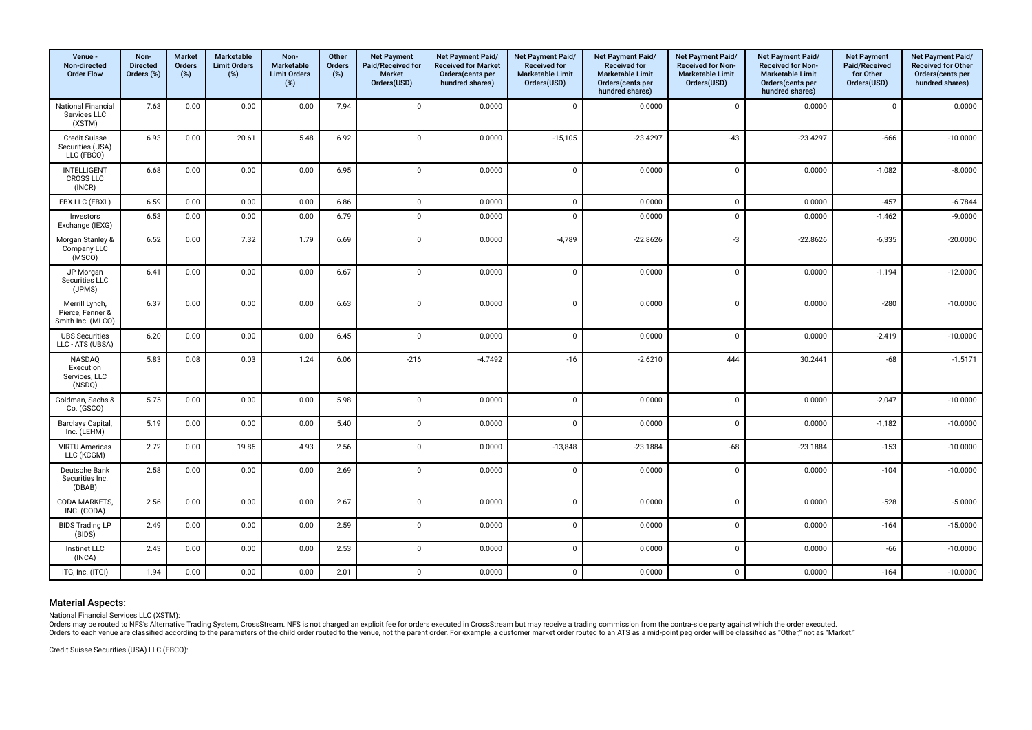| Venue - Non-directed Order Flow | Non-Directed Orders (%) | Market Orders (%) | Marketable Limit Orders (%) | Non-Marketable Limit Orders (%) | Other Orders (%) | Net Payment Paid/Received for Market Orders(USD) | Net Payment Paid/ Received for Market Orders(cents per hundred shares) | Net Payment Paid/ Received for Marketable Limit Orders(USD) | Net Payment Paid/ Received for Marketable Limit Orders(cents per hundred shares) | Net Payment Paid/ Received for Non-Marketable Limit Orders(USD) | Net Payment Paid/ Received for Non-Marketable Limit Orders(cents per hundred shares) | Net Payment Paid/Received for Other Orders(USD) | Net Payment Paid/ Received for Other Orders(cents per hundred shares) |
|---|---|---|---|---|---|---|---|---|---|---|---|---|---|
| National Financial Services LLC (XSTM) | 7.63 | 0.00 | 0.00 | 0.00 | 7.94 | 0 | 0.0000 | 0 | 0.0000 | 0 | 0.0000 | 0 | 0.0000 |
| Credit Suisse Securities (USA) LLC (FBCO) | 6.93 | 0.00 | 20.61 | 5.48 | 6.92 | 0 | 0.0000 | -15,105 | -23.4297 | -43 | -23.4297 | -666 | -10.0000 |
| INTELLIGENT CROSS LLC (INCR) | 6.68 | 0.00 | 0.00 | 0.00 | 6.95 | 0 | 0.0000 | 0 | 0.0000 | 0 | 0.0000 | -1,082 | -8.0000 |
| EBX LLC (EBXL) | 6.59 | 0.00 | 0.00 | 0.00 | 6.86 | 0 | 0.0000 | 0 | 0.0000 | 0 | 0.0000 | -457 | -6.7844 |
| Investors Exchange (IEXG) | 6.53 | 0.00 | 0.00 | 0.00 | 6.79 | 0 | 0.0000 | 0 | 0.0000 | 0 | 0.0000 | -1,462 | -9.0000 |
| Morgan Stanley & Company LLC (MSCO) | 6.52 | 0.00 | 7.32 | 1.79 | 6.69 | 0 | 0.0000 | -4,789 | -22.8626 | -3 | -22.8626 | -6,335 | -20.0000 |
| JP Morgan Securities LLC (JPMS) | 6.41 | 0.00 | 0.00 | 0.00 | 6.67 | 0 | 0.0000 | 0 | 0.0000 | 0 | 0.0000 | -1,194 | -12.0000 |
| Merrill Lynch, Pierce, Fenner & Smith Inc. (MLCO) | 6.37 | 0.00 | 0.00 | 0.00 | 6.63 | 0 | 0.0000 | 0 | 0.0000 | 0 | 0.0000 | -280 | -10.0000 |
| UBS Securities LLC - ATS (UBSA) | 6.20 | 0.00 | 0.00 | 0.00 | 6.45 | 0 | 0.0000 | 0 | 0.0000 | 0 | 0.0000 | -2,419 | -10.0000 |
| NASDAQ Execution Services, LLC (NSDQ) | 5.83 | 0.08 | 0.03 | 1.24 | 6.06 | -216 | -4.7492 | -16 | -2.6210 | 444 | 30.2441 | -68 | -1.5171 |
| Goldman, Sachs & Co. (GSCO) | 5.75 | 0.00 | 0.00 | 0.00 | 5.98 | 0 | 0.0000 | 0 | 0.0000 | 0 | 0.0000 | -2,047 | -10.0000 |
| Barclays Capital, Inc. (LEHM) | 5.19 | 0.00 | 0.00 | 0.00 | 5.40 | 0 | 0.0000 | 0 | 0.0000 | 0 | 0.0000 | -1,182 | -10.0000 |
| VIRTU Americas LLC (KCGM) | 2.72 | 0.00 | 19.86 | 4.93 | 2.56 | 0 | 0.0000 | -13,848 | -23.1884 | -68 | -23.1884 | -153 | -10.0000 |
| Deutsche Bank Securities Inc. (DBAB) | 2.58 | 0.00 | 0.00 | 0.00 | 2.69 | 0 | 0.0000 | 0 | 0.0000 | 0 | 0.0000 | -104 | -10.0000 |
| CODA MARKETS, INC. (CODA) | 2.56 | 0.00 | 0.00 | 0.00 | 2.67 | 0 | 0.0000 | 0 | 0.0000 | 0 | 0.0000 | -528 | -5.0000 |
| BIDS Trading LP (BIDS) | 2.49 | 0.00 | 0.00 | 0.00 | 2.59 | 0 | 0.0000 | 0 | 0.0000 | 0 | 0.0000 | -164 | -15.0000 |
| Instinet LLC (INCA) | 2.43 | 0.00 | 0.00 | 0.00 | 2.53 | 0 | 0.0000 | 0 | 0.0000 | 0 | 0.0000 | -66 | -10.0000 |
| ITG, Inc. (ITGI) | 1.94 | 0.00 | 0.00 | 0.00 | 2.01 | 0 | 0.0000 | 0 | 0.0000 | 0 | 0.0000 | -164 | -10.0000 |

## Material Aspects:

National Financial Services LLC (XSTM):

Orders may be routed to NFS's Alternative Trading System, CrossStream. NFS is not charged an explicit fee for orders executed in CrossStream but may receive a trading commission from the contra-side party against which the order executed.
Orders to each venue are classified according to the parameters of the child order routed to the venue, not the parent order. For example, a customer market order routed to an ATS as a mid-point peg order will be classified as "Other," not as "Market."

Credit Suisse Securities (USA) LLC (FBCO):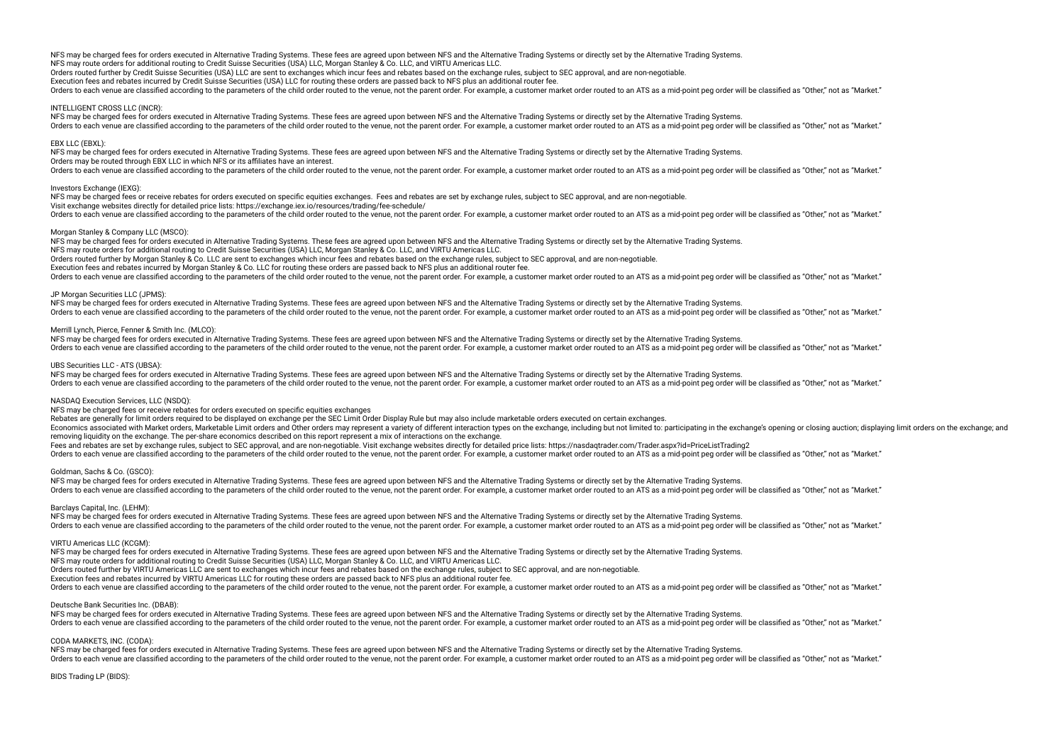NFS may be charged fees for orders executed in Alternative Trading Systems. These fees are agreed upon between NFS and the Alternative Trading Systems or directly set by the Alternative Trading Systems.
NFS may route orders for additional routing to Credit Suisse Securities (USA) LLC, Morgan Stanley & Co. LLC, and VIRTU Americas LLC.
Orders routed further by Credit Suisse Securities (USA) LLC are sent to exchanges which incur fees and rebates based on the exchange rules, subject to SEC approval, and are non-negotiable.
Execution fees and rebates incurred by Credit Suisse Securities (USA) LLC for routing these orders are passed back to NFS plus an additional router fee.
Orders to each venue are classified according to the parameters of the child order routed to the venue, not the parent order. For example, a customer market order routed to an ATS as a mid-point peg order will be classified as "Other," not as "Market."

INTELLIGENT CROSS LLC (INCR):
NFS may be charged fees for orders executed in Alternative Trading Systems. These fees are agreed upon between NFS and the Alternative Trading Systems or directly set by the Alternative Trading Systems.
Orders to each venue are classified according to the parameters of the child order routed to the venue, not the parent order. For example, a customer market order routed to an ATS as a mid-point peg order will be classified as "Other," not as "Market."

EBX LLC (EBXL):
NFS may be charged fees for orders executed in Alternative Trading Systems. These fees are agreed upon between NFS and the Alternative Trading Systems or directly set by the Alternative Trading Systems.
Orders may be routed through EBX LLC in which NFS or its affiliates have an interest.
Orders to each venue are classified according to the parameters of the child order routed to the venue, not the parent order. For example, a customer market order routed to an ATS as a mid-point peg order will be classified as "Other," not as "Market."

Investors Exchange (IEXG):
NFS may be charged fees or receive rebates for orders executed on specific equities exchanges. Fees and rebates are set by exchange rules, subject to SEC approval, and are non-negotiable.
Visit exchange websites directly for detailed price lists: https://exchange.iex.io/resources/trading/fee-schedule/
Orders to each venue are classified according to the parameters of the child order routed to the venue, not the parent order. For example, a customer market order routed to an ATS as a mid-point peg order will be classified as "Other," not as "Market."

Morgan Stanley & Company LLC (MSCO):
NFS may be charged fees for orders executed in Alternative Trading Systems. These fees are agreed upon between NFS and the Alternative Trading Systems or directly set by the Alternative Trading Systems.
NFS may route orders for additional routing to Credit Suisse Securities (USA) LLC, Morgan Stanley & Co. LLC, and VIRTU Americas LLC.
Orders routed further by Morgan Stanley & Co. LLC are sent to exchanges which incur fees and rebates based on the exchange rules, subject to SEC approval, and are non-negotiable.
Execution fees and rebates incurred by Morgan Stanley & Co. LLC for routing these orders are passed back to NFS plus an additional router fee.
Orders to each venue are classified according to the parameters of the child order routed to the venue, not the parent order. For example, a customer market order routed to an ATS as a mid-point peg order will be classified as "Other," not as "Market."

JP Morgan Securities LLC (JPMS):
NFS may be charged fees for orders executed in Alternative Trading Systems. These fees are agreed upon between NFS and the Alternative Trading Systems or directly set by the Alternative Trading Systems.
Orders to each venue are classified according to the parameters of the child order routed to the venue, not the parent order. For example, a customer market order routed to an ATS as a mid-point peg order will be classified as "Other," not as "Market."

Merrill Lynch, Pierce, Fenner & Smith Inc. (MLCO):
NFS may be charged fees for orders executed in Alternative Trading Systems. These fees are agreed upon between NFS and the Alternative Trading Systems or directly set by the Alternative Trading Systems.
Orders to each venue are classified according to the parameters of the child order routed to the venue, not the parent order. For example, a customer market order routed to an ATS as a mid-point peg order will be classified as "Other," not as "Market."

UBS Securities LLC - ATS (UBSA):
NFS may be charged fees for orders executed in Alternative Trading Systems. These fees are agreed upon between NFS and the Alternative Trading Systems or directly set by the Alternative Trading Systems.
Orders to each venue are classified according to the parameters of the child order routed to the venue, not the parent order. For example, a customer market order routed to an ATS as a mid-point peg order will be classified as "Other," not as "Market."

NASDAQ Execution Services, LLC (NSDQ):
NFS may be charged fees or receive rebates for orders executed on specific equities exchanges
Rebates are generally for limit orders required to be displayed on exchange per the SEC Limit Order Display Rule but may also include marketable orders executed on certain exchanges.
Economics associated with Market orders, Marketable Limit orders and Other orders may represent a variety of different interaction types on the exchange, including but not limited to: participating in the exchange's opening or closing auction; displaying limit orders on the exchange; and removing liquidity on the exchange. The per-share economics described on this report represent a mix of interactions on the exchange.
Fees and rebates are set by exchange rules, subject to SEC approval, and are non-negotiable. Visit exchange websites directly for detailed price lists: https://nasdaqtrader.com/Trader.aspx?id=PriceListTrading2
Orders to each venue are classified according to the parameters of the child order routed to the venue, not the parent order. For example, a customer market order routed to an ATS as a mid-point peg order will be classified as "Other," not as "Market."

Goldman, Sachs & Co. (GSCO):
NFS may be charged fees for orders executed in Alternative Trading Systems. These fees are agreed upon between NFS and the Alternative Trading Systems or directly set by the Alternative Trading Systems.
Orders to each venue are classified according to the parameters of the child order routed to the venue, not the parent order. For example, a customer market order routed to an ATS as a mid-point peg order will be classified as "Other," not as "Market."

Barclays Capital, Inc. (LEHM):
NFS may be charged fees for orders executed in Alternative Trading Systems. These fees are agreed upon between NFS and the Alternative Trading Systems or directly set by the Alternative Trading Systems.
Orders to each venue are classified according to the parameters of the child order routed to the venue, not the parent order. For example, a customer market order routed to an ATS as a mid-point peg order will be classified as "Other," not as "Market."

VIRTU Americas LLC (KCGM):
NFS may be charged fees for orders executed in Alternative Trading Systems. These fees are agreed upon between NFS and the Alternative Trading Systems or directly set by the Alternative Trading Systems.
NFS may route orders for additional routing to Credit Suisse Securities (USA) LLC, Morgan Stanley & Co. LLC, and VIRTU Americas LLC.
Orders routed further by VIRTU Americas LLC are sent to exchanges which incur fees and rebates based on the exchange rules, subject to SEC approval, and are non-negotiable.
Execution fees and rebates incurred by VIRTU Americas LLC for routing these orders are passed back to NFS plus an additional router fee.
Orders to each venue are classified according to the parameters of the child order routed to the venue, not the parent order. For example, a customer market order routed to an ATS as a mid-point peg order will be classified as "Other," not as "Market."

Deutsche Bank Securities Inc. (DBAB):
NFS may be charged fees for orders executed in Alternative Trading Systems. These fees are agreed upon between NFS and the Alternative Trading Systems or directly set by the Alternative Trading Systems.
Orders to each venue are classified according to the parameters of the child order routed to the venue, not the parent order. For example, a customer market order routed to an ATS as a mid-point peg order will be classified as "Other," not as "Market."

CODA MARKETS, INC. (CODA):
NFS may be charged fees for orders executed in Alternative Trading Systems. These fees are agreed upon between NFS and the Alternative Trading Systems or directly set by the Alternative Trading Systems.
Orders to each venue are classified according to the parameters of the child order routed to the venue, not the parent order. For example, a customer market order routed to an ATS as a mid-point peg order will be classified as "Other," not as "Market."

BIDS Trading LP (BIDS):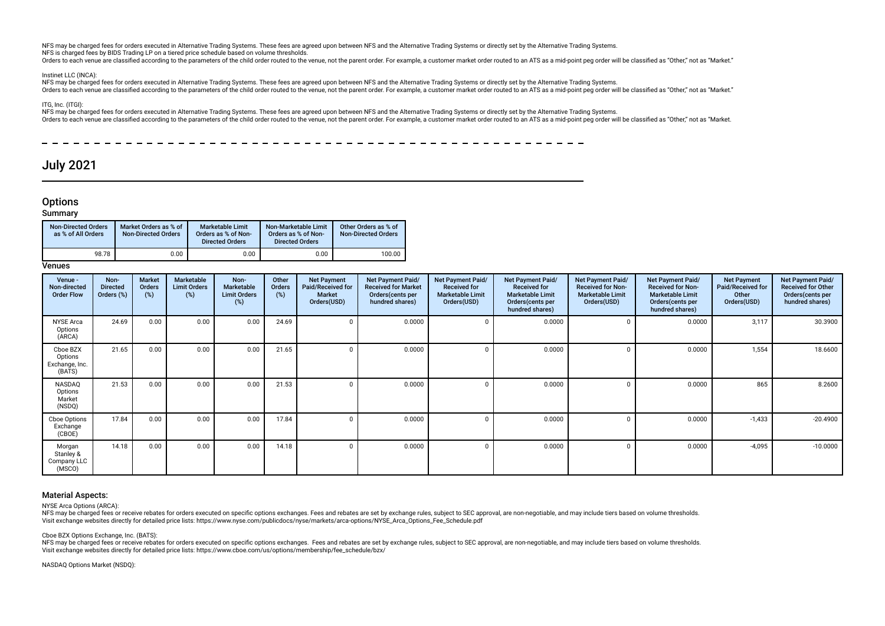NFS may be charged fees for orders executed in Alternative Trading Systems. These fees are agreed upon between NFS and the Alternative Trading Systems or directly set by the Alternative Trading Systems.
NFS is charged fees by BIDS Trading LP on a tiered price schedule based on volume thresholds.
Orders to each venue are classified according to the parameters of the child order routed to the venue, not the parent order. For example, a customer market order routed to an ATS as a mid-point peg order will be classified as "Other," not as "Market."

Instinet LLC (INCA):
NFS may be charged fees for orders executed in Alternative Trading Systems. These fees are agreed upon between NFS and the Alternative Trading Systems or directly set by the Alternative Trading Systems.
Orders to each venue are classified according to the parameters of the child order routed to the venue, not the parent order. For example, a customer market order routed to an ATS as a mid-point peg order will be classified as "Other," not as "Market."

ITG, Inc. (ITGI):
NFS may be charged fees for orders executed in Alternative Trading Systems. These fees are agreed upon between NFS and the Alternative Trading Systems or directly set by the Alternative Trading Systems.
Orders to each venue are classified according to the parameters of the child order routed to the venue, not the parent order. For example, a customer market order routed to an ATS as a mid-point peg order will be classified as "Other," not as "Market.

# July 2021

## Options

### Summary

| Non-Directed Orders as % of All Orders | Market Orders as % of Non-Directed Orders | Marketable Limit Orders as % of Non-Directed Orders | Non-Marketable Limit Orders as % of Non-Directed Orders | Other Orders as % of Non-Directed Orders |
|---|---|---|---|---|
| 98.78 | 0.00 | 0.00 | 0.00 | 100.00 |

### Venues

| Venue - Non-directed Order Flow | Non-Directed Orders (%) | Market Orders (%) | Marketable Limit Orders (%) | Non-Marketable Limit Orders (%) | Other Orders (%) | Net Payment Paid/Received for Market Orders(USD) | Net Payment Paid/Received for Market Orders(cents per hundred shares) | Net Payment Paid/Received for Marketable Limit Orders(USD) | Net Payment Paid/Received for Marketable Limit Orders(cents per hundred shares) | Net Payment Paid/Received for Non-Marketable Limit Orders(USD) | Net Payment Paid/Received for Non-Marketable Limit Orders(cents per hundred shares) | Net Payment Paid/Received for Other Orders(USD) | Net Payment Paid/Received for Other Orders(cents per hundred shares) |
|---|---|---|---|---|---|---|---|---|---|---|---|---|---|
| NYSE Arca Options (ARCA) | 24.69 | 0.00 | 0.00 | 0.00 | 24.69 | 0 | 0.0000 | 0 | 0.0000 | 0 | 0.0000 | 3,117 | 30.3900 |
| Cboe BZX Options Exchange, Inc. (BATS) | 21.65 | 0.00 | 0.00 | 0.00 | 21.65 | 0 | 0.0000 | 0 | 0.0000 | 0 | 0.0000 | 1,554 | 18.6600 |
| NASDAQ Options Market (NSDQ) | 21.53 | 0.00 | 0.00 | 0.00 | 21.53 | 0 | 0.0000 | 0 | 0.0000 | 0 | 0.0000 | 865 | 8.2600 |
| Cboe Options Exchange (CBOE) | 17.84 | 0.00 | 0.00 | 0.00 | 17.84 | 0 | 0.0000 | 0 | 0.0000 | 0 | 0.0000 | -1,433 | -20.4900 |
| Morgan Stanley & Company LLC (MSCO) | 14.18 | 0.00 | 0.00 | 0.00 | 14.18 | 0 | 0.0000 | 0 | 0.0000 | 0 | 0.0000 | -4,095 | -10.0000 |

### Material Aspects:

NYSE Arca Options (ARCA):
NFS may be charged fees or receive rebates for orders executed on specific options exchanges. Fees and rebates are set by exchange rules, subject to SEC approval, are non-negotiable, and may include tiers based on volume thresholds.
Visit exchange websites directly for detailed price lists: https://www.nyse.com/publicdocs/nyse/markets/arca-options/NYSE_Arca_Options_Fee_Schedule.pdf

Cboe BZX Options Exchange, Inc. (BATS):
NFS may be charged fees or receive rebates for orders executed on specific options exchanges. Fees and rebates are set by exchange rules, subject to SEC approval, are non-negotiable, and may include tiers based on volume thresholds.
Visit exchange websites directly for detailed price lists: https://www.cboe.com/us/options/membership/fee_schedule/bzx/

NASDAQ Options Market (NSDQ):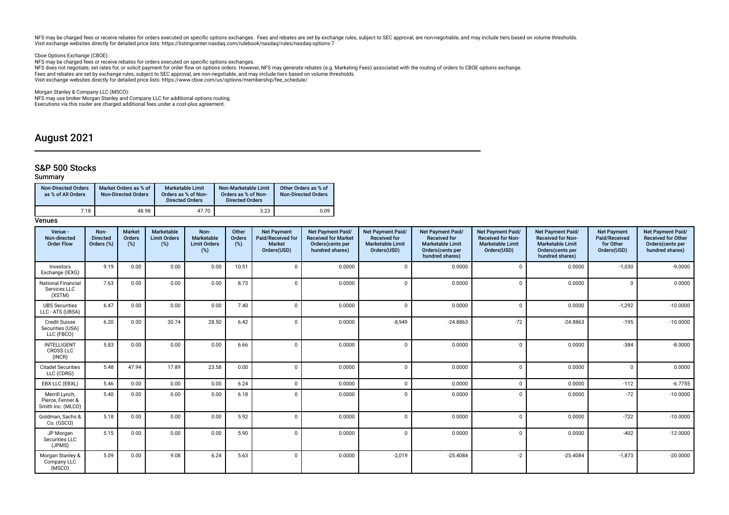NFS may be charged fees or receive rebates for orders executed on specific options exchanges. Fees and rebates are set by exchange rules, subject to SEC approval, are non-negotiable, and may include tiers based on volume thresholds.
Visit exchange websites directly for detailed price lists: https://listingcenter.nasdaq.com/rulebook/nasdaq/rules/nasdaq-options-7

Cboe Options Exchange (CBOE):
NFS may be charged fees or receive rebates for orders executed on specific options exchanges.
NFS does not negotiate, set rates for, or solicit payment for order flow on options orders. However, NFS may generate rebates (e.g. Marketing Fees) associated with the routing of orders to CBOE options exchange.
Fees and rebates are set by exchange rules, subject to SEC approval, are non-negotiable, and may include tiers based on volume thresholds.
Visit exchange websites directly for detailed price lists: https://www.cboe.com/us/options/membership/fee_schedule/

Morgan Stanley & Company LLC (MSCO):
NFS may use broker Morgan Stanley and Company LLC for additional options routing.
Executions via this router are charged additional fees under a cost-plus agreement.

# August 2021

## S&P 500 Stocks

### Summary

| Non-Directed Orders as % of All Orders | Market Orders as % of Non-Directed Orders | Marketable Limit Orders as % of Non-Directed Orders | Non-Marketable Limit Orders as % of Non-Directed Orders | Other Orders as % of Non-Directed Orders |
|---|---|---|---|---|
| 7.18 | 48.98 | 47.70 | 3.23 | 0.09 |

### Venues

| Venue - Non-directed Order Flow | Non-Directed Orders (%) | Market Orders (%) | Marketable Limit Orders (%) | Non-Marketable Limit Orders (%) | Other Orders (%) | Net Payment Paid/Received for Market Orders(USD) | Net Payment Paid/Received for Market Orders(cents per hundred shares) | Net Payment Paid/Received for Marketable Limit Orders(USD) | Net Payment Paid/Received for Marketable Limit Orders(cents per hundred shares) | Net Payment Paid/Received for Non-Marketable Limit Orders(USD) | Net Payment Paid/Received for Non-Marketable Limit Orders(cents per hundred shares) | Net Payment Paid/Received for Other Orders(USD) | Net Payment Paid/Received for Other Orders(cents per hundred shares) |
|---|---|---|---|---|---|---|---|---|---|---|---|---|---|
| Investors Exchange (IEXG) | 9.19 | 0.00 | 0.00 | 0.00 | 10.51 | 0 | 0.0000 | 0 | 0.0000 | 0 | 0.0000 | -1,030 | -9.0000 |
| National Financial Services LLC (XSTM) | 7.63 | 0.00 | 0.00 | 0.00 | 8.73 | 0 | 0.0000 | 0 | 0.0000 | 0 | 0.0000 | 0 | 0.0000 |
| UBS Securities LLC - ATS (UBSA) | 6.47 | 0.00 | 0.00 | 0.00 | 7.40 | 0 | 0.0000 | 0 | 0.0000 | 0 | 0.0000 | -1,292 | -10.0000 |
| Credit Suisse Securities (USA) LLC (FBCO) | 6.20 | 0.00 | 30.74 | 28.50 | 6.42 | 0 | 0.0000 | -8,949 | -24.8863 | -72 | -24.8863 | -195 | -10.0000 |
| INTELLIGENT CROSS LLC (INCR) | 5.83 | 0.00 | 0.00 | 0.00 | 6.66 | 0 | 0.0000 | 0 | 0.0000 | 0 | 0.0000 | -384 | -8.0000 |
| Citadel Securities LLC (CDRG) | 5.48 | 47.94 | 17.89 | 23.58 | 0.00 | 0 | 0.0000 | 0 | 0.0000 | 0 | 0.0000 | 0 | 0.0000 |
| EBX LLC (EBXL) | 5.46 | 0.00 | 0.00 | 0.00 | 6.24 | 0 | 0.0000 | 0 | 0.0000 | 0 | 0.0000 | -112 | -6.7755 |
| Merrill Lynch, Pierce, Fenner & Smith Inc. (MLCO) | 5.40 | 0.00 | 0.00 | 0.00 | 6.18 | 0 | 0.0000 | 0 | 0.0000 | 0 | 0.0000 | -72 | -10.0000 |
| Goldman, Sachs & Co. (GSCO) | 5.18 | 0.00 | 0.00 | 0.00 | 5.92 | 0 | 0.0000 | 0 | 0.0000 | 0 | 0.0000 | -722 | -10.0000 |
| JP Morgan Securities LLC (JPMS) | 5.15 | 0.00 | 0.00 | 0.00 | 5.90 | 0 | 0.0000 | 0 | 0.0000 | 0 | 0.0000 | -402 | -12.0000 |
| Morgan Stanley & Company LLC (MSCO) | 5.09 | 0.00 | 9.08 | 6.24 | 5.63 | 0 | 0.0000 | -2,019 | -25.4084 | -2 | -25.4084 | -1,873 | -20.0000 |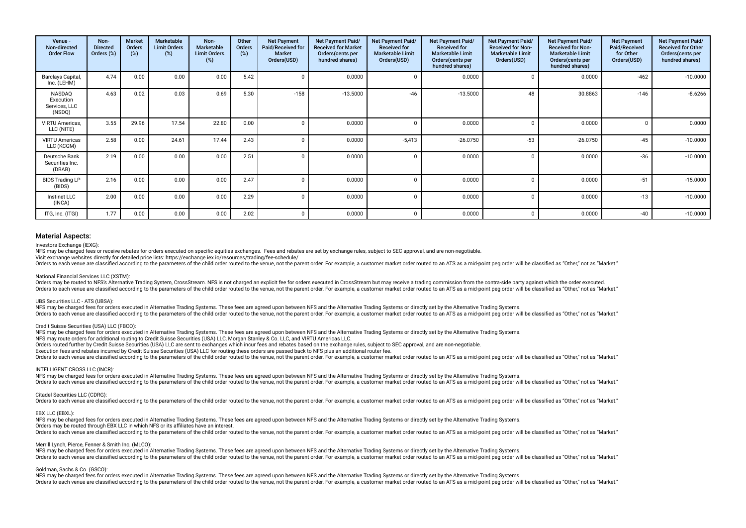| Venue - Non-directed Order Flow | Non-Directed Orders (%) | Market Orders (%) | Marketable Limit Orders (%) | Non-Marketable Limit Orders (%) | Other Orders (%) | Net Payment Paid/Received for Market Orders(USD) | Net Payment Paid/ Received for Market Orders(cents per hundred shares) | Net Payment Paid/ Received for Marketable Limit Orders(USD) | Net Payment Paid/ Received for Marketable Limit Orders(cents per hundred shares) | Net Payment Paid/ Received for Non-Marketable Limit Orders(USD) | Net Payment Paid/ Received for Non-Marketable Limit Orders(cents per hundred shares) | Net Payment Paid/Received for Other Orders(USD) | Net Payment Paid/ Received for Other Orders(cents per hundred shares) |
|---|---|---|---|---|---|---|---|---|---|---|---|---|---|
| Barclays Capital, Inc. (LEHM) | 4.74 | 0.00 | 0.00 | 0.00 | 5.42 | 0 | 0.0000 | 0 | 0.0000 | 0 | 0.0000 | -462 | -10.0000 |
| NASDAQ Execution Services, LLC (NSDQ) | 4.63 | 0.02 | 0.03 | 0.69 | 5.30 | -158 | -13.5000 | -46 | -13.5000 | 48 | 30.8863 | -146 | -8.6266 |
| VIRTU Americas, LLC (NITE) | 3.55 | 29.96 | 17.54 | 22.80 | 0.00 | 0 | 0.0000 | 0 | 0.0000 | 0 | 0.0000 | 0 | 0.0000 |
| VIRTU Americas LLC (KCGM) | 2.58 | 0.00 | 24.61 | 17.44 | 2.43 | 0 | 0.0000 | -5,413 | -26.0750 | -53 | -26.0750 | -45 | -10.0000 |
| Deutsche Bank Securities Inc. (DBAB) | 2.19 | 0.00 | 0.00 | 0.00 | 2.51 | 0 | 0.0000 | 0 | 0.0000 | 0 | 0.0000 | -36 | -10.0000 |
| BIDS Trading LP (BIDS) | 2.16 | 0.00 | 0.00 | 0.00 | 2.47 | 0 | 0.0000 | 0 | 0.0000 | 0 | 0.0000 | -51 | -15.0000 |
| Instinet LLC (INCA) | 2.00 | 0.00 | 0.00 | 0.00 | 2.29 | 0 | 0.0000 | 0 | 0.0000 | 0 | 0.0000 | -13 | -10.0000 |
| ITG, Inc. (ITGI) | 1.77 | 0.00 | 0.00 | 0.00 | 2.02 | 0 | 0.0000 | 0 | 0.0000 | 0 | 0.0000 | -40 | -10.0000 |

## Material Aspects:

Investors Exchange (IEXG):

NFS may be charged fees or receive rebates for orders executed on specific equities exchanges. Fees and rebates are set by exchange rules, subject to SEC approval, and are non-negotiable.

Visit exchange websites directly for detailed price lists: https://exchange.iex.io/resources/trading/fee-schedule/

Orders to each venue are classified according to the parameters of the child order routed to the venue, not the parent order. For example, a customer market order routed to an ATS as a mid-point peg order will be classified as "Other," not as "Market."

National Financial Services LLC (XSTM):

Orders may be routed to NFS's Alternative Trading System, CrossStream. NFS is not charged an explicit fee for orders executed in CrossStream but may receive a trading commission from the contra-side party against which the order executed.

Orders to each venue are classified according to the parameters of the child order routed to the venue, not the parent order. For example, a customer market order routed to an ATS as a mid-point peg order will be classified as "Other," not as "Market."

UBS Securities LLC - ATS (UBSA):

NFS may be charged fees for orders executed in Alternative Trading Systems. These fees are agreed upon between NFS and the Alternative Trading Systems or directly set by the Alternative Trading Systems.

Orders to each venue are classified according to the parameters of the child order routed to the venue, not the parent order. For example, a customer market order routed to an ATS as a mid-point peg order will be classified as "Other," not as "Market."

Credit Suisse Securities (USA) LLC (FBCO):

NFS may be charged fees for orders executed in Alternative Trading Systems. These fees are agreed upon between NFS and the Alternative Trading Systems or directly set by the Alternative Trading Systems.

NFS may route orders for additional routing to Credit Suisse Securities (USA) LLC, Morgan Stanley & Co. LLC, and VIRTU Americas LLC.

Orders routed further by Credit Suisse Securities (USA) LLC are sent to exchanges which incur fees and rebates based on the exchange rules, subject to SEC approval, and are non-negotiable.

Execution fees and rebates incurred by Credit Suisse Securities (USA) LLC for routing these orders are passed back to NFS plus an additional router fee.

Orders to each venue are classified according to the parameters of the child order routed to the venue, not the parent order. For example, a customer market order routed to an ATS as a mid-point peg order will be classified as "Other," not as "Market."

INTELLIGENT CROSS LLC (INCR):

NFS may be charged fees for orders executed in Alternative Trading Systems. These fees are agreed upon between NFS and the Alternative Trading Systems or directly set by the Alternative Trading Systems.

Orders to each venue are classified according to the parameters of the child order routed to the venue, not the parent order. For example, a customer market order routed to an ATS as a mid-point peg order will be classified as "Other," not as "Market."

Citadel Securities LLC (CDRG):

Orders to each venue are classified according to the parameters of the child order routed to the venue, not the parent order. For example, a customer market order routed to an ATS as a mid-point peg order will be classified as "Other," not as "Market."

EBX LLC (EBXL):

NFS may be charged fees for orders executed in Alternative Trading Systems. These fees are agreed upon between NFS and the Alternative Trading Systems or directly set by the Alternative Trading Systems.

Orders may be routed through EBX LLC in which NFS or its affiliates have an interest.

Orders to each venue are classified according to the parameters of the child order routed to the venue, not the parent order. For example, a customer market order routed to an ATS as a mid-point peg order will be classified as "Other," not as "Market."

Merrill Lynch, Pierce, Fenner & Smith Inc. (MLCO):

NFS may be charged fees for orders executed in Alternative Trading Systems. These fees are agreed upon between NFS and the Alternative Trading Systems or directly set by the Alternative Trading Systems.

Orders to each venue are classified according to the parameters of the child order routed to the venue, not the parent order. For example, a customer market order routed to an ATS as a mid-point peg order will be classified as "Other," not as "Market."

Goldman, Sachs & Co. (GSCO):

NFS may be charged fees for orders executed in Alternative Trading Systems. These fees are agreed upon between NFS and the Alternative Trading Systems or directly set by the Alternative Trading Systems.

Orders to each venue are classified according to the parameters of the child order routed to the venue, not the parent order. For example, a customer market order routed to an ATS as a mid-point peg order will be classified as "Other," not as "Market."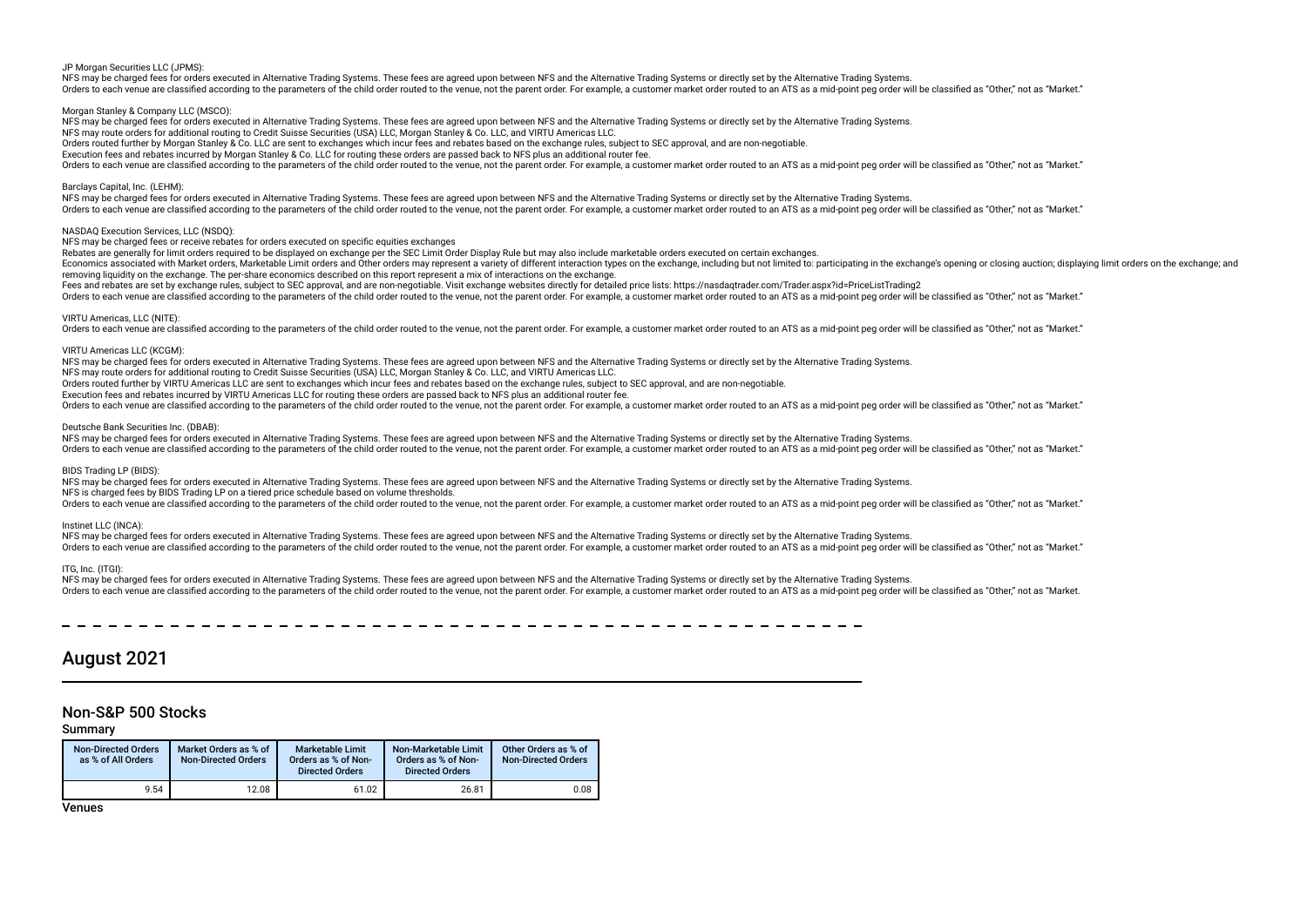JP Morgan Securities LLC (JPMS):

NFS may be charged fees for orders executed in Alternative Trading Systems. These fees are agreed upon between NFS and the Alternative Trading Systems or directly set by the Alternative Trading Systems.

Orders to each venue are classified according to the parameters of the child order routed to the venue, not the parent order. For example, a customer market order routed to an ATS as a mid-point peg order will be classified as "Other," not as "Market."

Morgan Stanley & Company LLC (MSCO):

NFS may be charged fees for orders executed in Alternative Trading Systems. These fees are agreed upon between NFS and the Alternative Trading Systems or directly set by the Alternative Trading Systems.

NFS may route orders for additional routing to Credit Suisse Securities (USA) LLC, Morgan Stanley & Co. LLC, and VIRTU Americas LLC.

Orders routed further by Morgan Stanley & Co. LLC are sent to exchanges which incur fees and rebates based on the exchange rules, subject to SEC approval, and are non-negotiable.

Execution fees and rebates incurred by Morgan Stanley & Co. LLC for routing these orders are passed back to NFS plus an additional router fee.

Orders to each venue are classified according to the parameters of the child order routed to the venue, not the parent order. For example, a customer market order routed to an ATS as a mid-point peg order will be classified as "Other," not as "Market."

Barclays Capital, Inc. (LEHM):

NFS may be charged fees for orders executed in Alternative Trading Systems. These fees are agreed upon between NFS and the Alternative Trading Systems or directly set by the Alternative Trading Systems.

Orders to each venue are classified according to the parameters of the child order routed to the venue, not the parent order. For example, a customer market order routed to an ATS as a mid-point peg order will be classified as "Other," not as "Market."

NASDAQ Execution Services, LLC (NSDQ):

NFS may be charged fees or receive rebates for orders executed on specific equities exchanges

Rebates are generally for limit orders required to be displayed on exchange per the SEC Limit Order Display Rule but may also include marketable orders executed on certain exchanges.

Economics associated with Market orders, Marketable Limit orders and Other orders may represent a variety of different interaction types on the exchange, including but not limited to: participating in the exchange's opening or closing auction; displaying limit orders on the exchange; and removing liquidity on the exchange. The per-share economics described on this report represent a mix of interactions on the exchange.

Fees and rebates are set by exchange rules, subject to SEC approval, and are non-negotiable. Visit exchange websites directly for detailed price lists: https://nasdaqtrader.com/Trader.aspx?id=PriceListTrading2

Orders to each venue are classified according to the parameters of the child order routed to the venue, not the parent order. For example, a customer market order routed to an ATS as a mid-point peg order will be classified as "Other," not as "Market."

VIRTU Americas, LLC (NITE):

Orders to each venue are classified according to the parameters of the child order routed to the venue, not the parent order. For example, a customer market order routed to an ATS as a mid-point peg order will be classified as "Other," not as "Market."

VIRTU Americas LLC (KCGM):

NFS may be charged fees for orders executed in Alternative Trading Systems. These fees are agreed upon between NFS and the Alternative Trading Systems or directly set by the Alternative Trading Systems.

NFS may route orders for additional routing to Credit Suisse Securities (USA) LLC, Morgan Stanley & Co. LLC, and VIRTU Americas LLC.

Orders routed further by VIRTU Americas LLC are sent to exchanges which incur fees and rebates based on the exchange rules, subject to SEC approval, and are non-negotiable.

Execution fees and rebates incurred by VIRTU Americas LLC for routing these orders are passed back to NFS plus an additional router fee.

Orders to each venue are classified according to the parameters of the child order routed to the venue, not the parent order. For example, a customer market order routed to an ATS as a mid-point peg order will be classified as "Other," not as "Market."

Deutsche Bank Securities Inc. (DBAB):

NFS may be charged fees for orders executed in Alternative Trading Systems. These fees are agreed upon between NFS and the Alternative Trading Systems or directly set by the Alternative Trading Systems.

Orders to each venue are classified according to the parameters of the child order routed to the venue, not the parent order. For example, a customer market order routed to an ATS as a mid-point peg order will be classified as "Other," not as "Market."

BIDS Trading LP (BIDS):

NFS may be charged fees for orders executed in Alternative Trading Systems. These fees are agreed upon between NFS and the Alternative Trading Systems or directly set by the Alternative Trading Systems.

NFS is charged fees by BIDS Trading LP on a tiered price schedule based on volume thresholds.

Orders to each venue are classified according to the parameters of the child order routed to the venue, not the parent order. For example, a customer market order routed to an ATS as a mid-point peg order will be classified as "Other," not as "Market."

Instinet LLC (INCA):

NFS may be charged fees for orders executed in Alternative Trading Systems. These fees are agreed upon between NFS and the Alternative Trading Systems or directly set by the Alternative Trading Systems.

Orders to each venue are classified according to the parameters of the child order routed to the venue, not the parent order. For example, a customer market order routed to an ATS as a mid-point peg order will be classified as "Other," not as "Market."

ITG, Inc. (ITGI):

NFS may be charged fees for orders executed in Alternative Trading Systems. These fees are agreed upon between NFS and the Alternative Trading Systems or directly set by the Alternative Trading Systems.

Orders to each venue are classified according to the parameters of the child order routed to the venue, not the parent order. For example, a customer market order routed to an ATS as a mid-point peg order will be classified as "Other," not as "Market.

# August 2021

## Non-S&P 500 Stocks

### Summary

| Non-Directed Orders as % of All Orders | Market Orders as % of Non-Directed Orders | Marketable Limit Orders as % of Non-Directed Orders | Non-Marketable Limit Orders as % of Non-Directed Orders | Other Orders as % of Non-Directed Orders |
|---|---|---|---|---|
| 9.54 | 12.08 | 61.02 | 26.81 | 0.08 |

### Venues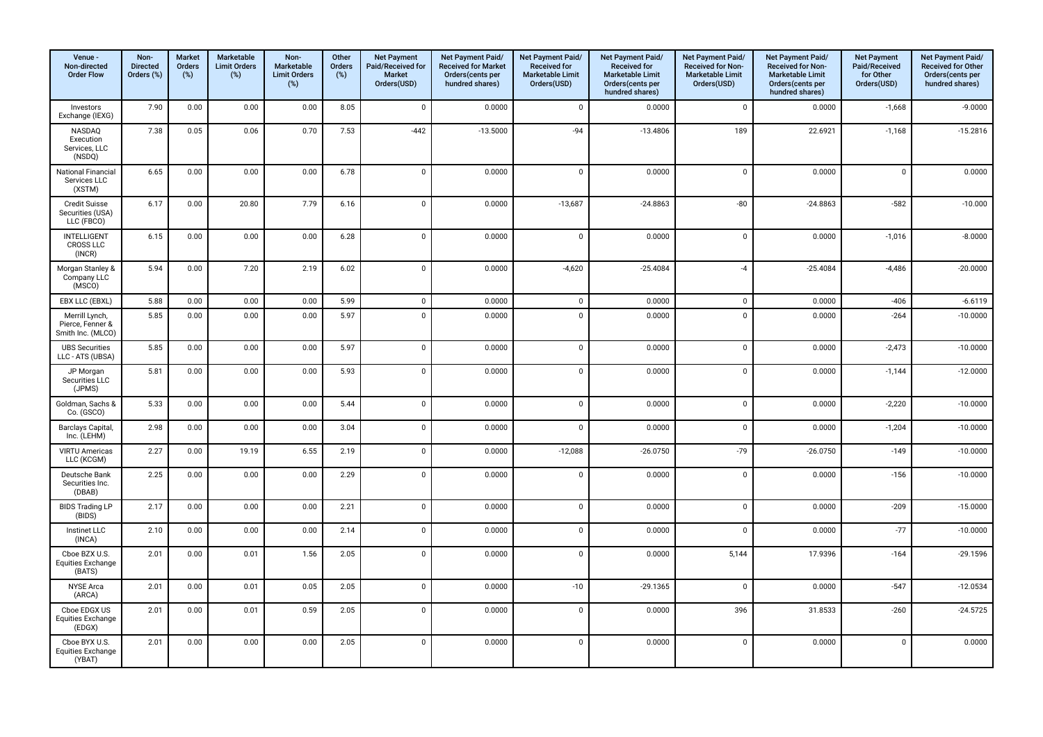| Venue - Non-directed Order Flow | Non-Directed Orders (%) | Market Orders (%) | Marketable Limit Orders (%) | Non-Marketable Limit Orders (%) | Other Orders (%) | Net Payment Paid/Received for Market Orders(USD) | Net Payment Paid/ Received for Market Orders(cents per hundred shares) | Net Payment Paid/ Received for Marketable Limit Orders(USD) | Net Payment Paid/ Received for Marketable Limit Orders(cents per hundred shares) | Net Payment Paid/ Received for Non-Marketable Limit Orders(USD) | Net Payment Paid/ Received for Non-Marketable Limit Orders(cents per hundred shares) | Net Payment Paid/Received for Other Orders(USD) | Net Payment Paid/ Received for Other Orders(cents per hundred shares) |
|---|---|---|---|---|---|---|---|---|---|---|---|---|---|
| Investors Exchange (IEXG) | 7.90 | 0.00 | 0.00 | 0.00 | 8.05 | 0 | 0.0000 | 0 | 0.0000 | 0 | 0.0000 | -1,668 | -9.0000 |
| NASDAQ Execution Services, LLC (NSDQ) | 7.38 | 0.05 | 0.06 | 0.70 | 7.53 | -442 | -13.5000 | -94 | -13.4806 | 189 | 22.6921 | -1,168 | -15.2816 |
| National Financial Services LLC (XSTM) | 6.65 | 0.00 | 0.00 | 0.00 | 6.78 | 0 | 0.0000 | 0 | 0.0000 | 0 | 0.0000 | 0 | 0.0000 |
| Credit Suisse Securities (USA) LLC (FBCO) | 6.17 | 0.00 | 20.80 | 7.79 | 6.16 | 0 | 0.0000 | -13,687 | -24.8863 | -80 | -24.8863 | -582 | -10.000 |
| INTELLIGENT CROSS LLC (INCR) | 6.15 | 0.00 | 0.00 | 0.00 | 6.28 | 0 | 0.0000 | 0 | 0.0000 | 0 | 0.0000 | -1,016 | -8.0000 |
| Morgan Stanley & Company LLC (MSCO) | 5.94 | 0.00 | 7.20 | 2.19 | 6.02 | 0 | 0.0000 | -4,620 | -25.4084 | -4 | -25.4084 | -4,486 | -20.0000 |
| EBX LLC (EBXL) | 5.88 | 0.00 | 0.00 | 0.00 | 5.99 | 0 | 0.0000 | 0 | 0.0000 | 0 | 0.0000 | -406 | -6.6119 |
| Merrill Lynch, Pierce, Fenner & Smith Inc. (MLCO) | 5.85 | 0.00 | 0.00 | 0.00 | 5.97 | 0 | 0.0000 | 0 | 0.0000 | 0 | 0.0000 | -264 | -10.0000 |
| UBS Securities LLC - ATS (UBSA) | 5.85 | 0.00 | 0.00 | 0.00 | 5.97 | 0 | 0.0000 | 0 | 0.0000 | 0 | 0.0000 | -2,473 | -10.0000 |
| JP Morgan Securities LLC (JPMS) | 5.81 | 0.00 | 0.00 | 0.00 | 5.93 | 0 | 0.0000 | 0 | 0.0000 | 0 | 0.0000 | -1,144 | -12.0000 |
| Goldman, Sachs & Co. (GSCO) | 5.33 | 0.00 | 0.00 | 0.00 | 5.44 | 0 | 0.0000 | 0 | 0.0000 | 0 | 0.0000 | -2,220 | -10.0000 |
| Barclays Capital, Inc. (LEHM) | 2.98 | 0.00 | 0.00 | 0.00 | 3.04 | 0 | 0.0000 | 0 | 0.0000 | 0 | 0.0000 | -1,204 | -10.0000 |
| VIRTU Americas LLC (KCGM) | 2.27 | 0.00 | 19.19 | 6.55 | 2.19 | 0 | 0.0000 | -12,088 | -26.0750 | -79 | -26.0750 | -149 | -10.0000 |
| Deutsche Bank Securities Inc. (DBAB) | 2.25 | 0.00 | 0.00 | 0.00 | 2.29 | 0 | 0.0000 | 0 | 0.0000 | 0 | 0.0000 | -156 | -10.0000 |
| BIDS Trading LP (BIDS) | 2.17 | 0.00 | 0.00 | 0.00 | 2.21 | 0 | 0.0000 | 0 | 0.0000 | 0 | 0.0000 | -209 | -15.0000 |
| Instinet LLC (INCA) | 2.10 | 0.00 | 0.00 | 0.00 | 2.14 | 0 | 0.0000 | 0 | 0.0000 | 0 | 0.0000 | -77 | -10.0000 |
| Cboe BZX U.S. Equities Exchange (BATS) | 2.01 | 0.00 | 0.01 | 1.56 | 2.05 | 0 | 0.0000 | 0 | 0.0000 | 5,144 | 17.9396 | -164 | -29.1596 |
| NYSE Arca (ARCA) | 2.01 | 0.00 | 0.01 | 0.05 | 2.05 | 0 | 0.0000 | -10 | -29.1365 | 0 | 0.0000 | -547 | -12.0534 |
| Cboe EDGX US Equities Exchange (EDGX) | 2.01 | 0.00 | 0.01 | 0.59 | 2.05 | 0 | 0.0000 | 0 | 0.0000 | 396 | 31.8533 | -260 | -24.5725 |
| Cboe BYX U.S. Equities Exchange (YBAT) | 2.01 | 0.00 | 0.00 | 0.00 | 2.05 | 0 | 0.0000 | 0 | 0.0000 | 0 | 0.0000 | 0 | 0.0000 |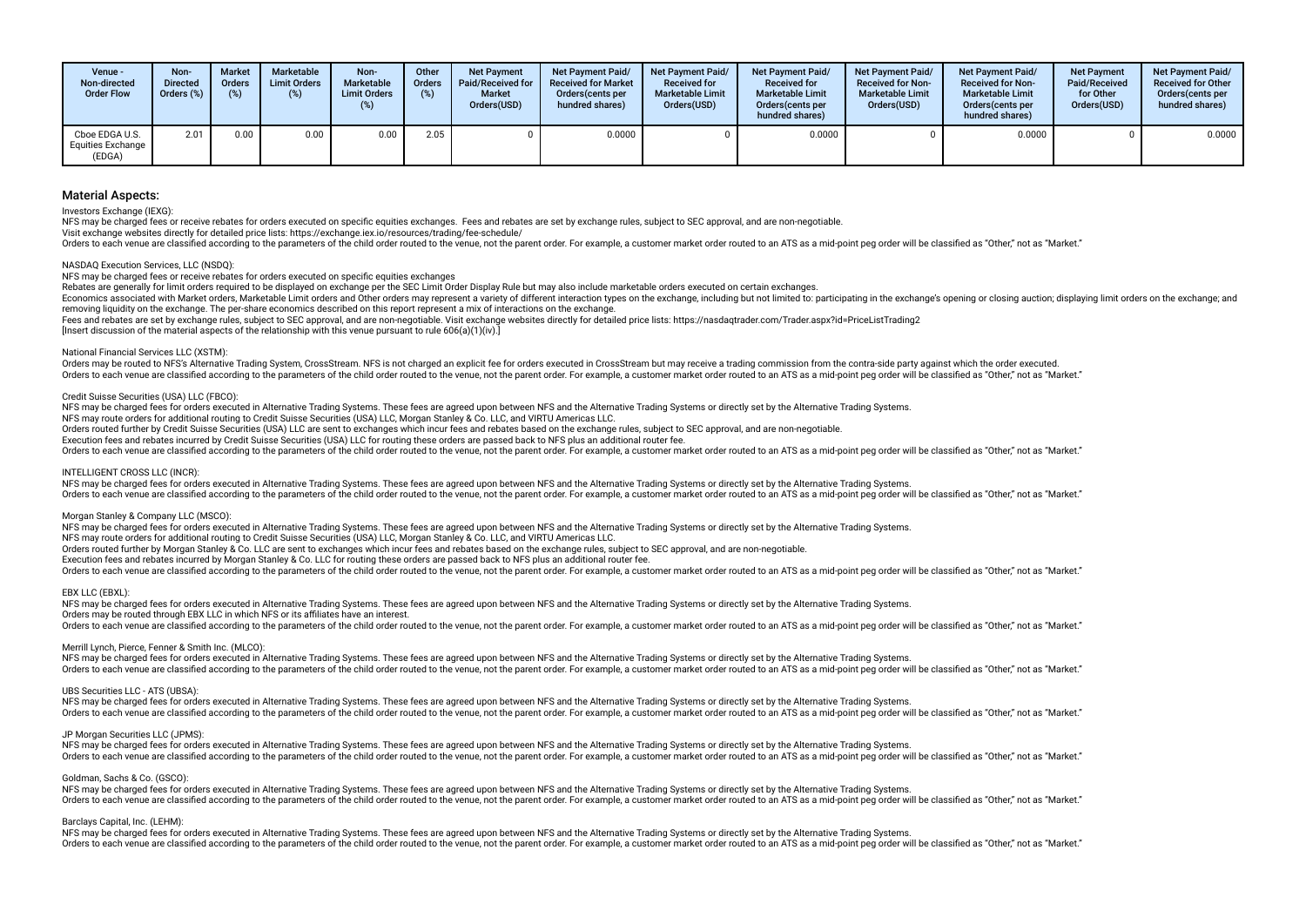| Venue - Non-directed Order Flow | Non-Directed Orders (%) | Market Orders (%) | Marketable Limit Orders (%) | Non-Marketable Limit Orders (%) | Other Orders (%) | Net Payment Paid/Received for Market Orders(USD) | Net Payment Paid/ Received for Market Orders(cents per hundred shares) | Net Payment Paid/ Received for Marketable Limit Orders(USD) | Net Payment Paid/ Received for Marketable Limit Orders(cents per hundred shares) | Net Payment Paid/ Received for Non-Marketable Limit Orders(USD) | Net Payment Paid/ Received for Non-Marketable Limit Orders(cents per hundred shares) | Net Payment Paid/Received for Other Orders(USD) | Net Payment Paid/ Received for Other Orders(cents per hundred shares) |
|---|---|---|---|---|---|---|---|---|---|---|---|---|---|
| Cboe EDGA U.S. Equities Exchange (EDGA) | 2.01 | 0.00 | 0.00 | 0.00 | 2.05 | 0 | 0.0000 | 0 | 0.0000 | 0 | 0.0000 | 0 | 0.0000 |

## Material Aspects:

Investors Exchange (IEXG):

NFS may be charged fees or receive rebates for orders executed on specific equities exchanges. Fees and rebates are set by exchange rules, subject to SEC approval, and are non-negotiable.

Visit exchange websites directly for detailed price lists: https://exchange.iex.io/resources/trading/fee-schedule/

Orders to each venue are classified according to the parameters of the child order routed to the venue, not the parent order. For example, a customer market order routed to an ATS as a mid-point peg order will be classified as "Other," not as "Market."

NASDAQ Execution Services, LLC (NSDQ):

NFS may be charged fees or receive rebates for orders executed on specific equities exchanges

Rebates are generally for limit orders required to be displayed on exchange per the SEC Limit Order Display Rule but may also include marketable orders executed on certain exchanges.

Economics associated with Market orders, Marketable Limit orders and Other orders may represent a variety of different interaction types on the exchange, including but not limited to: participating in the exchange's opening or closing auction; displaying limit orders on the exchange; and removing liquidity on the exchange. The per-share economics described on this report represent a mix of interactions on the exchange.

Fees and rebates are set by exchange rules, subject to SEC approval, and are non-negotiable. Visit exchange websites directly for detailed price lists: https://nasdaqtrader.com/Trader.aspx?id=PriceListTrading2

[Insert discussion of the material aspects of the relationship with this venue pursuant to rule 606(a)(1)(iv).]

National Financial Services LLC (XSTM):

Orders may be routed to NFS's Alternative Trading System, CrossStream. NFS is not charged an explicit fee for orders executed in CrossStream but may receive a trading commission from the contra-side party against which the order executed.

Orders to each venue are classified according to the parameters of the child order routed to the venue, not the parent order. For example, a customer market order routed to an ATS as a mid-point peg order will be classified as "Other," not as "Market."

Credit Suisse Securities (USA) LLC (FBCO):

NFS may be charged fees for orders executed in Alternative Trading Systems. These fees are agreed upon between NFS and the Alternative Trading Systems or directly set by the Alternative Trading Systems.

NFS may route orders for additional routing to Credit Suisse Securities (USA) LLC, Morgan Stanley & Co. LLC, and VIRTU Americas LLC.

Orders routed further by Credit Suisse Securities (USA) LLC are sent to exchanges which incur fees and rebates based on the exchange rules, subject to SEC approval, and are non-negotiable.

Execution fees and rebates incurred by Credit Suisse Securities (USA) LLC for routing these orders are passed back to NFS plus an additional router fee.

Orders to each venue are classified according to the parameters of the child order routed to the venue, not the parent order. For example, a customer market order routed to an ATS as a mid-point peg order will be classified as "Other," not as "Market."

INTELLIGENT CROSS LLC (INCR):

NFS may be charged fees for orders executed in Alternative Trading Systems. These fees are agreed upon between NFS and the Alternative Trading Systems or directly set by the Alternative Trading Systems.

Orders to each venue are classified according to the parameters of the child order routed to the venue, not the parent order. For example, a customer market order routed to an ATS as a mid-point peg order will be classified as "Other," not as "Market."

Morgan Stanley & Company LLC (MSCO):

NFS may be charged fees for orders executed in Alternative Trading Systems. These fees are agreed upon between NFS and the Alternative Trading Systems or directly set by the Alternative Trading Systems.

NFS may route orders for additional routing to Credit Suisse Securities (USA) LLC, Morgan Stanley & Co. LLC, and VIRTU Americas LLC.

Orders routed further by Morgan Stanley & Co. LLC are sent to exchanges which incur fees and rebates based on the exchange rules, subject to SEC approval, and are non-negotiable.

Execution fees and rebates incurred by Morgan Stanley & Co. LLC for routing these orders are passed back to NFS plus an additional router fee.

Orders to each venue are classified according to the parameters of the child order routed to the venue, not the parent order. For example, a customer market order routed to an ATS as a mid-point peg order will be classified as "Other," not as "Market."

EBX LLC (EBXL):

NFS may be charged fees for orders executed in Alternative Trading Systems. These fees are agreed upon between NFS and the Alternative Trading Systems or directly set by the Alternative Trading Systems.

Orders may be routed through EBX LLC in which NFS or its affiliates have an interest.

Orders to each venue are classified according to the parameters of the child order routed to the venue, not the parent order. For example, a customer market order routed to an ATS as a mid-point peg order will be classified as "Other," not as "Market."

Merrill Lynch, Pierce, Fenner & Smith Inc. (MLCO):

NFS may be charged fees for orders executed in Alternative Trading Systems. These fees are agreed upon between NFS and the Alternative Trading Systems or directly set by the Alternative Trading Systems.

Orders to each venue are classified according to the parameters of the child order routed to the venue, not the parent order. For example, a customer market order routed to an ATS as a mid-point peg order will be classified as "Other," not as "Market."

UBS Securities LLC - ATS (UBSA):

NFS may be charged fees for orders executed in Alternative Trading Systems. These fees are agreed upon between NFS and the Alternative Trading Systems or directly set by the Alternative Trading Systems.

Orders to each venue are classified according to the parameters of the child order routed to the venue, not the parent order. For example, a customer market order routed to an ATS as a mid-point peg order will be classified as "Other," not as "Market."

JP Morgan Securities LLC (JPMS):

NFS may be charged fees for orders executed in Alternative Trading Systems. These fees are agreed upon between NFS and the Alternative Trading Systems or directly set by the Alternative Trading Systems.

Orders to each venue are classified according to the parameters of the child order routed to the venue, not the parent order. For example, a customer market order routed to an ATS as a mid-point peg order will be classified as "Other," not as "Market."

Goldman, Sachs & Co. (GSCO):

NFS may be charged fees for orders executed in Alternative Trading Systems. These fees are agreed upon between NFS and the Alternative Trading Systems or directly set by the Alternative Trading Systems.

Orders to each venue are classified according to the parameters of the child order routed to the venue, not the parent order. For example, a customer market order routed to an ATS as a mid-point peg order will be classified as "Other," not as "Market."

Barclays Capital, Inc. (LEHM):

NFS may be charged fees for orders executed in Alternative Trading Systems. These fees are agreed upon between NFS and the Alternative Trading Systems or directly set by the Alternative Trading Systems.

Orders to each venue are classified according to the parameters of the child order routed to the venue, not the parent order. For example, a customer market order routed to an ATS as a mid-point peg order will be classified as "Other," not as "Market."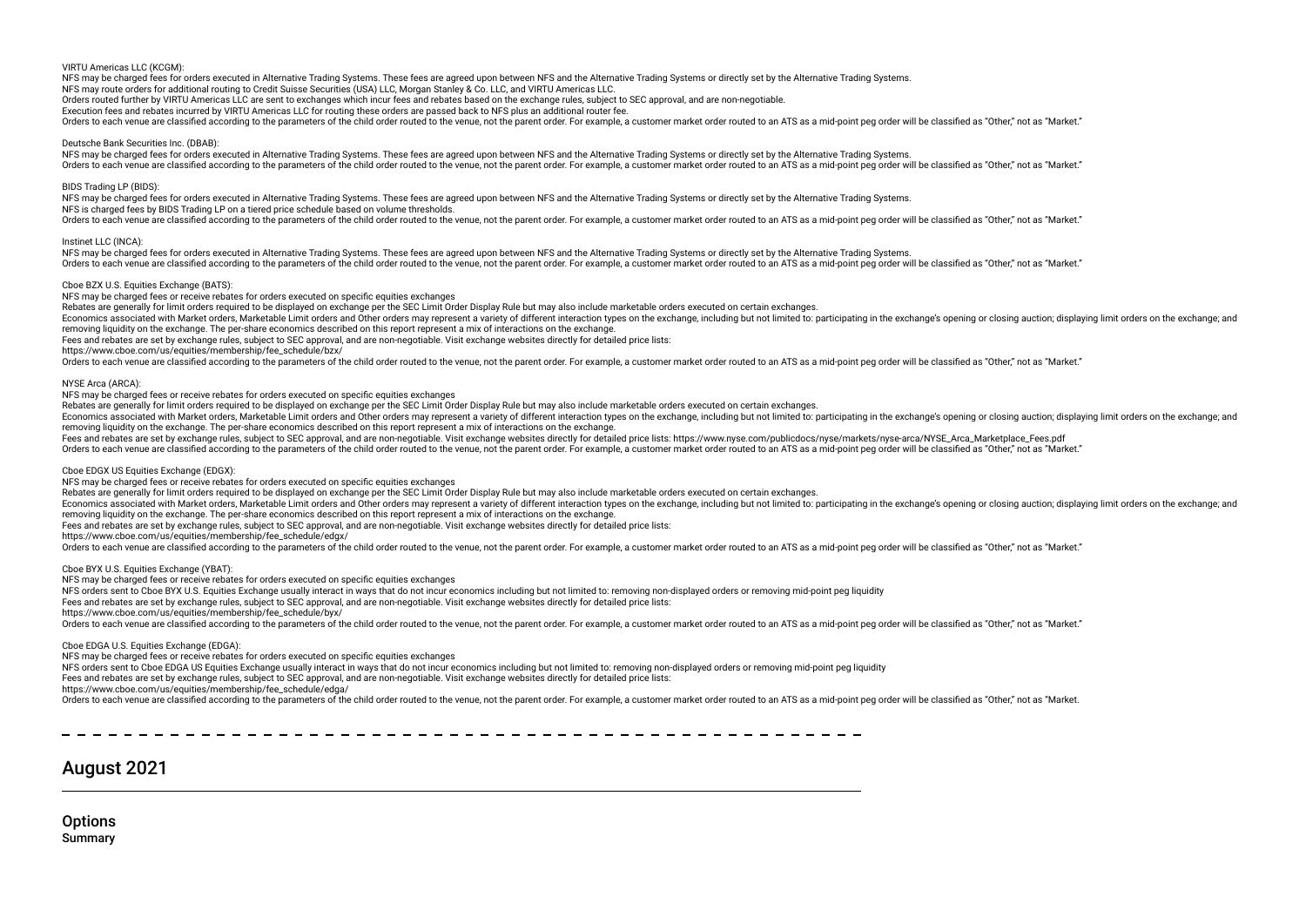VIRTU Americas LLC (KCGM):

NFS may be charged fees for orders executed in Alternative Trading Systems. These fees are agreed upon between NFS and the Alternative Trading Systems or directly set by the Alternative Trading Systems.
NFS may route orders for additional routing to Credit Suisse Securities (USA) LLC, Morgan Stanley & Co. LLC, and VIRTU Americas LLC.
Orders routed further by VIRTU Americas LLC are sent to exchanges which incur fees and rebates based on the exchange rules, subject to SEC approval, and are non-negotiable.
Execution fees and rebates incurred by VIRTU Americas LLC for routing these orders are passed back to NFS plus an additional router fee.
Orders to each venue are classified according to the parameters of the child order routed to the venue, not the parent order. For example, a customer market order routed to an ATS as a mid-point peg order will be classified as "Other," not as "Market."

Deutsche Bank Securities Inc. (DBAB):

NFS may be charged fees for orders executed in Alternative Trading Systems. These fees are agreed upon between NFS and the Alternative Trading Systems or directly set by the Alternative Trading Systems.
Orders to each venue are classified according to the parameters of the child order routed to the venue, not the parent order. For example, a customer market order routed to an ATS as a mid-point peg order will be classified as "Other," not as "Market."

BIDS Trading LP (BIDS):

NFS may be charged fees for orders executed in Alternative Trading Systems. These fees are agreed upon between NFS and the Alternative Trading Systems or directly set by the Alternative Trading Systems.
NFS is charged fees by BIDS Trading LP on a tiered price schedule based on volume thresholds.
Orders to each venue are classified according to the parameters of the child order routed to the venue, not the parent order. For example, a customer market order routed to an ATS as a mid-point peg order will be classified as "Other," not as "Market."

Instinet LLC (INCA):

NFS may be charged fees for orders executed in Alternative Trading Systems. These fees are agreed upon between NFS and the Alternative Trading Systems or directly set by the Alternative Trading Systems.
Orders to each venue are classified according to the parameters of the child order routed to the venue, not the parent order. For example, a customer market order routed to an ATS as a mid-point peg order will be classified as "Other," not as "Market."

Cboe BZX U.S. Equities Exchange (BATS):

NFS may be charged fees or receive rebates for orders executed on specific equities exchanges
Rebates are generally for limit orders required to be displayed on exchange per the SEC Limit Order Display Rule but may also include marketable orders executed on certain exchanges.
Economics associated with Market orders, Marketable Limit orders and Other orders may represent a variety of different interaction types on the exchange, including but not limited to: participating in the exchange's opening or closing auction; displaying limit orders on the exchange; and removing liquidity on the exchange. The per-share economics described on this report represent a mix of interactions on the exchange.
Fees and rebates are set by exchange rules, subject to SEC approval, and are non-negotiable. Visit exchange websites directly for detailed price lists:
https://www.cboe.com/us/equities/membership/fee_schedule/bzx/
Orders to each venue are classified according to the parameters of the child order routed to the venue, not the parent order. For example, a customer market order routed to an ATS as a mid-point peg order will be classified as "Other," not as "Market."

NYSE Arca (ARCA):

NFS may be charged fees or receive rebates for orders executed on specific equities exchanges
Rebates are generally for limit orders required to be displayed on exchange per the SEC Limit Order Display Rule but may also include marketable orders executed on certain exchanges.
Economics associated with Market orders, Marketable Limit orders and Other orders may represent a variety of different interaction types on the exchange, including but not limited to: participating in the exchange's opening or closing auction; displaying limit orders on the exchange; and removing liquidity on the exchange. The per-share economics described on this report represent a mix of interactions on the exchange.
Fees and rebates are set by exchange rules, subject to SEC approval, and are non-negotiable. Visit exchange websites directly for detailed price lists: https://www.nyse.com/publicdocs/nyse/markets/nyse-arca/NYSE_Arca_Marketplace_Fees.pdf
Orders to each venue are classified according to the parameters of the child order routed to the venue, not the parent order. For example, a customer market order routed to an ATS as a mid-point peg order will be classified as "Other," not as "Market."

Cboe EDGX US Equities Exchange (EDGX):

NFS may be charged fees or receive rebates for orders executed on specific equities exchanges
Rebates are generally for limit orders required to be displayed on exchange per the SEC Limit Order Display Rule but may also include marketable orders executed on certain exchanges.
Economics associated with Market orders, Marketable Limit orders and Other orders may represent a variety of different interaction types on the exchange, including but not limited to: participating in the exchange's opening or closing auction; displaying limit orders on the exchange; and removing liquidity on the exchange. The per-share economics described on this report represent a mix of interactions on the exchange.
Fees and rebates are set by exchange rules, subject to SEC approval, and are non-negotiable. Visit exchange websites directly for detailed price lists:
https://www.cboe.com/us/equities/membership/fee_schedule/edgx/
Orders to each venue are classified according to the parameters of the child order routed to the venue, not the parent order. For example, a customer market order routed to an ATS as a mid-point peg order will be classified as "Other," not as "Market."

Cboe BYX U.S. Equities Exchange (YBAT):

NFS may be charged fees or receive rebates for orders executed on specific equities exchanges
NFS orders sent to Cboe BYX U.S. Equities Exchange usually interact in ways that do not incur economics including but not limited to: removing non-displayed orders or removing mid-point peg liquidity
Fees and rebates are set by exchange rules, subject to SEC approval, and are non-negotiable. Visit exchange websites directly for detailed price lists:
https://www.cboe.com/us/equities/membership/fee_schedule/byx/
Orders to each venue are classified according to the parameters of the child order routed to the venue, not the parent order. For example, a customer market order routed to an ATS as a mid-point peg order will be classified as "Other," not as "Market."

Cboe EDGA U.S. Equities Exchange (EDGA):

NFS may be charged fees or receive rebates for orders executed on specific equities exchanges
NFS orders sent to Cboe EDGA US Equities Exchange usually interact in ways that do not incur economics including but not limited to: removing non-displayed orders or removing mid-point peg liquidity
Fees and rebates are set by exchange rules, subject to SEC approval, and are non-negotiable. Visit exchange websites directly for detailed price lists:
https://www.cboe.com/us/equities/membership/fee_schedule/edga/
Orders to each venue are classified according to the parameters of the child order routed to the venue, not the parent order. For example, a customer market order routed to an ATS as a mid-point peg order will be classified as "Other," not as "Market.

---

## August 2021

### Options

**Summary**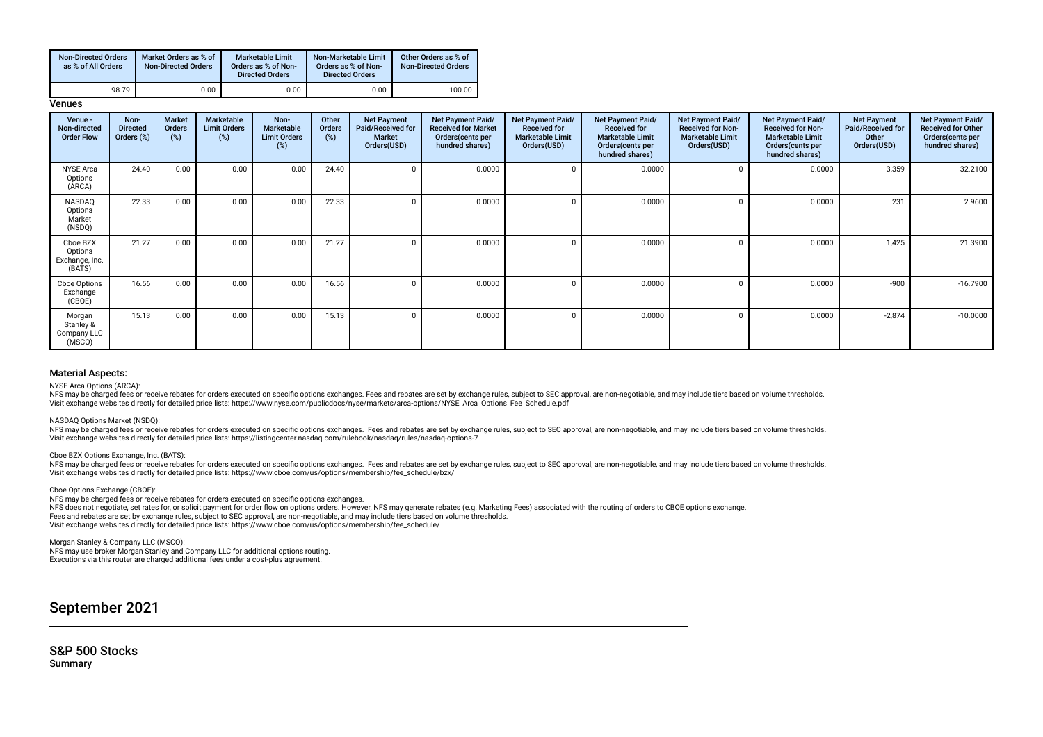| Non-Directed Orders as % of All Orders | Market Orders as % of Non-Directed Orders | Marketable Limit Orders as % of Non-Directed Orders | Non-Marketable Limit Orders as % of Non-Directed Orders | Other Orders as % of Non-Directed Orders |
|---|---|---|---|---|
| 98.79 | 0.00 | 0.00 | 0.00 | 100.00 |

**Venues**

| Venue - Non-directed Order Flow | Non-Directed Orders (%) | Market Orders (%) | Marketable Limit Orders (%) | Non-Marketable Limit Orders (%) | Other Orders (%) | Net Payment Paid/Received for Market Orders(USD) | Net Payment Paid/ Received for Market Orders(cents per hundred shares) | Net Payment Paid/ Received for Marketable Limit Orders(USD) | Net Payment Paid/ Received for Marketable Limit Orders(cents per hundred shares) | Net Payment Paid/ Received for Non-Marketable Limit Orders(USD) | Net Payment Paid/ Received for Non-Marketable Limit Orders(cents per hundred shares) | Net Payment Paid/Received for Other Orders(USD) | Net Payment Paid/ Received for Other Orders(cents per hundred shares) |
|---|---|---|---|---|---|---|---|---|---|---|---|---|---|
| NYSE Arca Options (ARCA) | 24.40 | 0.00 | 0.00 | 0.00 | 24.40 | 0 | 0.0000 | 0 | 0.0000 | 0 | 0.0000 | 3,359 | 32.2100 |
| NASDAQ Options Market (NSDQ) | 22.33 | 0.00 | 0.00 | 0.00 | 22.33 | 0 | 0.0000 | 0 | 0.0000 | 0 | 0.0000 | 231 | 2.9600 |
| Cboe BZX Options Exchange, Inc. (BATS) | 21.27 | 0.00 | 0.00 | 0.00 | 21.27 | 0 | 0.0000 | 0 | 0.0000 | 0 | 0.0000 | 1,425 | 21.3900 |
| Cboe Options Exchange (CBOE) | 16.56 | 0.00 | 0.00 | 0.00 | 16.56 | 0 | 0.0000 | 0 | 0.0000 | 0 | 0.0000 | -900 | -16.7900 |
| Morgan Stanley & Company LLC (MSCO) | 15.13 | 0.00 | 0.00 | 0.00 | 15.13 | 0 | 0.0000 | 0 | 0.0000 | 0 | 0.0000 | -2,874 | -10.0000 |

### Material Aspects:

NYSE Arca Options (ARCA):
NFS may be charged fees or receive rebates for orders executed on specific options exchanges. Fees and rebates are set by exchange rules, subject to SEC approval, are non-negotiable, and may include tiers based on volume thresholds.
Visit exchange websites directly for detailed price lists: https://www.nyse.com/publicdocs/nyse/markets/arca-options/NYSE_Arca_Options_Fee_Schedule.pdf

NASDAQ Options Market (NSDQ):
NFS may be charged fees or receive rebates for orders executed on specific options exchanges. Fees and rebates are set by exchange rules, subject to SEC approval, are non-negotiable, and may include tiers based on volume thresholds.
Visit exchange websites directly for detailed price lists: https://listingcenter.nasdaq.com/rulebook/nasdaq/rules/nasdaq-options-7

Cboe BZX Options Exchange, Inc. (BATS):
NFS may be charged fees or receive rebates for orders executed on specific options exchanges. Fees and rebates are set by exchange rules, subject to SEC approval, are non-negotiable, and may include tiers based on volume thresholds.
Visit exchange websites directly for detailed price lists: https://www.cboe.com/us/options/membership/fee_schedule/bzx/

Cboe Options Exchange (CBOE):
NFS may be charged fees or receive rebates for orders executed on specific options exchanges.
NFS does not negotiate, set rates for, or solicit payment for order flow on options orders. However, NFS may generate rebates (e.g. Marketing Fees) associated with the routing of orders to CBOE options exchange.
Fees and rebates are set by exchange rules, subject to SEC approval, are non-negotiable, and may include tiers based on volume thresholds.
Visit exchange websites directly for detailed price lists: https://www.cboe.com/us/options/membership/fee_schedule/

Morgan Stanley & Company LLC (MSCO):
NFS may use broker Morgan Stanley and Company LLC for additional options routing.
Executions via this router are charged additional fees under a cost-plus agreement.

# September 2021

## S&P 500 Stocks

**Summary**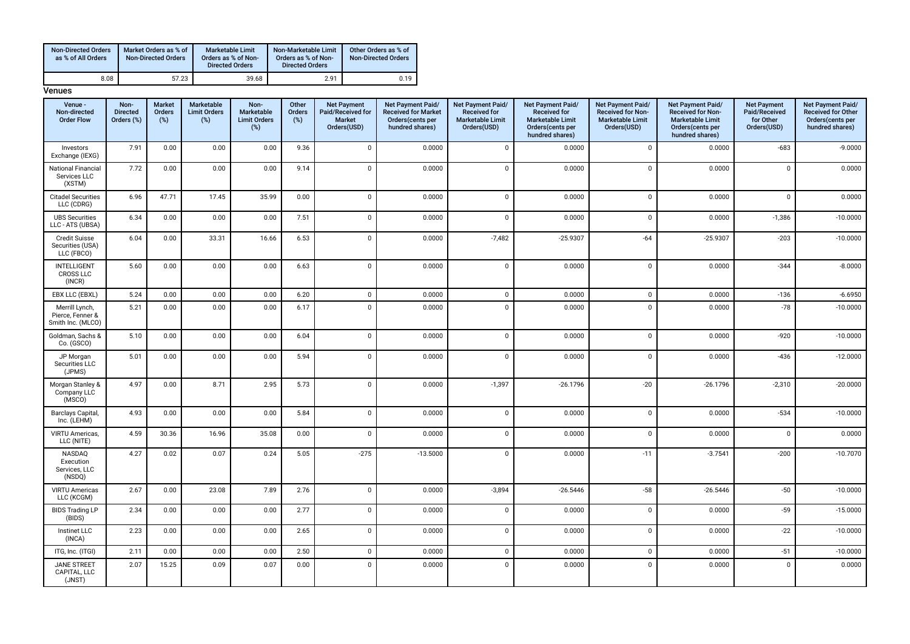| Non-Directed Orders as % of All Orders | Market Orders as % of Non-Directed Orders | Marketable Limit Orders as % of Non-Directed Orders | Non-Marketable Limit Orders as % of Non-Directed Orders | Other Orders as % of Non-Directed Orders |
|---|---|---|---|---|
| 8.08 | 57.23 | 39.68 | 2.91 | 0.19 |

**Venues**

| Venue - Non-directed Order Flow | Non-Directed Orders (%) | Market Orders (%) | Marketable Limit Orders (%) | Non-Marketable Limit Orders (%) | Other Orders (%) | Net Payment Paid/Received for Market Orders(USD) | Net Payment Paid/ Received for Market Orders(cents per hundred shares) | Net Payment Paid/ Received for Marketable Limit Orders(USD) | Net Payment Paid/ Received for Marketable Limit Orders(cents per hundred shares) | Net Payment Paid/ Received for Non-Marketable Limit Orders(USD) | Net Payment Paid/ Received for Non-Marketable Limit Orders(cents per hundred shares) | Net Payment Paid/Received for Other Orders(USD) | Net Payment Paid/ Received for Other Orders(cents per hundred shares) |
|---|---|---|---|---|---|---|---|---|---|---|---|---|---|
| Investors Exchange (IEXG) | 7.91 | 0.00 | 0.00 | 0.00 | 9.36 | 0 | 0.0000 | 0 | 0.0000 | 0 | 0.0000 | -683 | -9.0000 |
| National Financial Services LLC (XSTM) | 7.72 | 0.00 | 0.00 | 0.00 | 9.14 | 0 | 0.0000 | 0 | 0.0000 | 0 | 0.0000 | 0 | 0.0000 |
| Citadel Securities LLC (CDRG) | 6.96 | 47.71 | 17.45 | 35.99 | 0.00 | 0 | 0.0000 | 0 | 0.0000 | 0 | 0.0000 | 0 | 0.0000 |
| UBS Securities LLC - ATS (UBSA) | 6.34 | 0.00 | 0.00 | 0.00 | 7.51 | 0 | 0.0000 | 0 | 0.0000 | 0 | 0.0000 | -1,386 | -10.0000 |
| Credit Suisse Securities (USA) LLC (FBCO) | 6.04 | 0.00 | 33.31 | 16.66 | 6.53 | 0 | 0.0000 | -7,482 | -25.9307 | -64 | -25.9307 | -203 | -10.0000 |
| INTELLIGENT CROSS LLC (INCR) | 5.60 | 0.00 | 0.00 | 0.00 | 6.63 | 0 | 0.0000 | 0 | 0.0000 | 0 | 0.0000 | -344 | -8.0000 |
| EBX LLC (EBXL) | 5.24 | 0.00 | 0.00 | 0.00 | 6.20 | 0 | 0.0000 | 0 | 0.0000 | 0 | 0.0000 | -136 | -6.6950 |
| Merrill Lynch, Pierce, Fenner & Smith Inc. (MLCO) | 5.21 | 0.00 | 0.00 | 0.00 | 6.17 | 0 | 0.0000 | 0 | 0.0000 | 0 | 0.0000 | -78 | -10.0000 |
| Goldman, Sachs & Co. (GSCO) | 5.10 | 0.00 | 0.00 | 0.00 | 6.04 | 0 | 0.0000 | 0 | 0.0000 | 0 | 0.0000 | -920 | -10.0000 |
| JP Morgan Securities LLC (JPMS) | 5.01 | 0.00 | 0.00 | 0.00 | 5.94 | 0 | 0.0000 | 0 | 0.0000 | 0 | 0.0000 | -436 | -12.0000 |
| Morgan Stanley & Company LLC (MSCO) | 4.97 | 0.00 | 8.71 | 2.95 | 5.73 | 0 | 0.0000 | -1,397 | -26.1796 | -20 | -26.1796 | -2,310 | -20.0000 |
| Barclays Capital, Inc. (LEHM) | 4.93 | 0.00 | 0.00 | 0.00 | 5.84 | 0 | 0.0000 | 0 | 0.0000 | 0 | 0.0000 | -534 | -10.0000 |
| VIRTU Americas, LLC (NITE) | 4.59 | 30.36 | 16.96 | 35.08 | 0.00 | 0 | 0.0000 | 0 | 0.0000 | 0 | 0.0000 | 0 | 0.0000 |
| NASDAQ Execution Services, LLC (NSDQ) | 4.27 | 0.02 | 0.07 | 0.24 | 5.05 | -275 | -13.5000 | 0 | 0.0000 | -11 | -3.7541 | -200 | -10.7070 |
| VIRTU Americas LLC (KCGM) | 2.67 | 0.00 | 23.08 | 7.89 | 2.76 | 0 | 0.0000 | -3,894 | -26.5446 | -58 | -26.5446 | -50 | -10.0000 |
| BIDS Trading LP (BIDS) | 2.34 | 0.00 | 0.00 | 0.00 | 2.77 | 0 | 0.0000 | 0 | 0.0000 | 0 | 0.0000 | -59 | -15.0000 |
| Instinet LLC (INCA) | 2.23 | 0.00 | 0.00 | 0.00 | 2.65 | 0 | 0.0000 | 0 | 0.0000 | 0 | 0.0000 | -22 | -10.0000 |
| ITG, Inc. (ITGI) | 2.11 | 0.00 | 0.00 | 0.00 | 2.50 | 0 | 0.0000 | 0 | 0.0000 | 0 | 0.0000 | -51 | -10.0000 |
| JANE STREET CAPITAL, LLC (JNST) | 2.07 | 15.25 | 0.09 | 0.07 | 0.00 | 0 | 0.0000 | 0 | 0.0000 | 0 | 0.0000 | 0 | 0.0000 |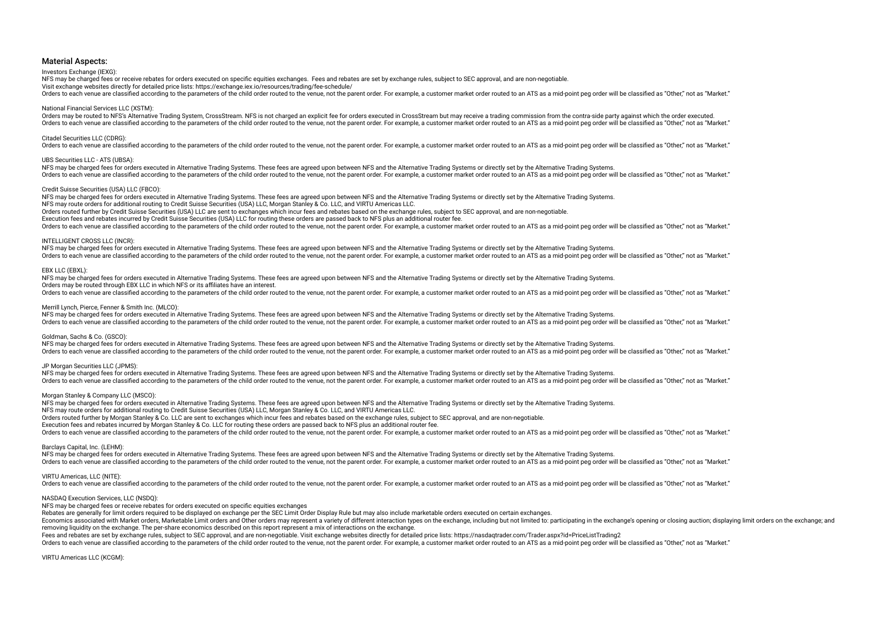## Material Aspects:

Investors Exchange (IEXG):

NFS may be charged fees or receive rebates for orders executed on specific equities exchanges. Fees and rebates are set by exchange rules, subject to SEC approval, and are non-negotiable.
Visit exchange websites directly for detailed price lists: https://exchange.iex.io/resources/trading/fee-schedule/
Orders to each venue are classified according to the parameters of the child order routed to the venue, not the parent order. For example, a customer market order routed to an ATS as a mid-point peg order will be classified as "Other," not as "Market."

National Financial Services LLC (XSTM):

Orders may be routed to NFS's Alternative Trading System, CrossStream. NFS is not charged an explicit fee for orders executed in CrossStream but may receive a trading commission from the contra-side party against which the order executed.
Orders to each venue are classified according to the parameters of the child order routed to the venue, not the parent order. For example, a customer market order routed to an ATS as a mid-point peg order will be classified as "Other," not as "Market."

Citadel Securities LLC (CDRG):

Orders to each venue are classified according to the parameters of the child order routed to the venue, not the parent order. For example, a customer market order routed to an ATS as a mid-point peg order will be classified as "Other," not as "Market."

UBS Securities LLC - ATS (UBSA):

NFS may be charged fees for orders executed in Alternative Trading Systems. These fees are agreed upon between NFS and the Alternative Trading Systems or directly set by the Alternative Trading Systems.
Orders to each venue are classified according to the parameters of the child order routed to the venue, not the parent order. For example, a customer market order routed to an ATS as a mid-point peg order will be classified as "Other," not as "Market."

Credit Suisse Securities (USA) LLC (FBCO):

NFS may be charged fees for orders executed in Alternative Trading Systems. These fees are agreed upon between NFS and the Alternative Trading Systems or directly set by the Alternative Trading Systems.
NFS may route orders for additional routing to Credit Suisse Securities (USA) LLC, Morgan Stanley & Co. LLC, and VIRTU Americas LLC.
Orders routed further by Credit Suisse Securities (USA) LLC are sent to exchanges which incur fees and rebates based on the exchange rules, subject to SEC approval, and are non-negotiable.
Execution fees and rebates incurred by Credit Suisse Securities (USA) LLC for routing these orders are passed back to NFS plus an additional router fee.
Orders to each venue are classified according to the parameters of the child order routed to the venue, not the parent order. For example, a customer market order routed to an ATS as a mid-point peg order will be classified as "Other," not as "Market."

INTELLIGENT CROSS LLC (INCR):

NFS may be charged fees for orders executed in Alternative Trading Systems. These fees are agreed upon between NFS and the Alternative Trading Systems or directly set by the Alternative Trading Systems.
Orders to each venue are classified according to the parameters of the child order routed to the venue, not the parent order. For example, a customer market order routed to an ATS as a mid-point peg order will be classified as "Other," not as "Market."

EBX LLC (EBXL):

NFS may be charged fees for orders executed in Alternative Trading Systems. These fees are agreed upon between NFS and the Alternative Trading Systems or directly set by the Alternative Trading Systems.
Orders may be routed through EBX LLC in which NFS or its affiliates have an interest.
Orders to each venue are classified according to the parameters of the child order routed to the venue, not the parent order. For example, a customer market order routed to an ATS as a mid-point peg order will be classified as "Other," not as "Market."

Merrill Lynch, Pierce, Fenner & Smith Inc. (MLCO):

NFS may be charged fees for orders executed in Alternative Trading Systems. These fees are agreed upon between NFS and the Alternative Trading Systems or directly set by the Alternative Trading Systems.
Orders to each venue are classified according to the parameters of the child order routed to the venue, not the parent order. For example, a customer market order routed to an ATS as a mid-point peg order will be classified as "Other," not as "Market."

Goldman, Sachs & Co. (GSCO):

NFS may be charged fees for orders executed in Alternative Trading Systems. These fees are agreed upon between NFS and the Alternative Trading Systems or directly set by the Alternative Trading Systems.
Orders to each venue are classified according to the parameters of the child order routed to the venue, not the parent order. For example, a customer market order routed to an ATS as a mid-point peg order will be classified as "Other," not as "Market."

JP Morgan Securities LLC (JPMS):

NFS may be charged fees for orders executed in Alternative Trading Systems. These fees are agreed upon between NFS and the Alternative Trading Systems or directly set by the Alternative Trading Systems.
Orders to each venue are classified according to the parameters of the child order routed to the venue, not the parent order. For example, a customer market order routed to an ATS as a mid-point peg order will be classified as "Other," not as "Market."

Morgan Stanley & Company LLC (MSCO):

NFS may be charged fees for orders executed in Alternative Trading Systems. These fees are agreed upon between NFS and the Alternative Trading Systems or directly set by the Alternative Trading Systems.
NFS may route orders for additional routing to Credit Suisse Securities (USA) LLC, Morgan Stanley & Co. LLC, and VIRTU Americas LLC.
Orders routed further by Morgan Stanley & Co. LLC are sent to exchanges which incur fees and rebates based on the exchange rules, subject to SEC approval, and are non-negotiable.
Execution fees and rebates incurred by Morgan Stanley & Co. LLC for routing these orders are passed back to NFS plus an additional router fee.
Orders to each venue are classified according to the parameters of the child order routed to the venue, not the parent order. For example, a customer market order routed to an ATS as a mid-point peg order will be classified as "Other," not as "Market."

Barclays Capital, Inc. (LEHM):

NFS may be charged fees for orders executed in Alternative Trading Systems. These fees are agreed upon between NFS and the Alternative Trading Systems or directly set by the Alternative Trading Systems.
Orders to each venue are classified according to the parameters of the child order routed to the venue, not the parent order. For example, a customer market order routed to an ATS as a mid-point peg order will be classified as "Other," not as "Market."

VIRTU Americas, LLC (NITE):

Orders to each venue are classified according to the parameters of the child order routed to the venue, not the parent order. For example, a customer market order routed to an ATS as a mid-point peg order will be classified as "Other," not as "Market."

NASDAQ Execution Services, LLC (NSDQ):

NFS may be charged fees or receive rebates for orders executed on specific equities exchanges
Rebates are generally for limit orders required to be displayed on exchange per the SEC Limit Order Display Rule but may also include marketable orders executed on certain exchanges.
Economics associated with Market orders, Marketable Limit orders and Other orders may represent a variety of different interaction types on the exchange, including but not limited to: participating in the exchange's opening or closing auction; displaying limit orders on the exchange; and removing liquidity on the exchange. The per-share economics described on this report represent a mix of interactions on the exchange.
Fees and rebates are set by exchange rules, subject to SEC approval, and are non-negotiable. Visit exchange websites directly for detailed price lists: https://nasdaqtrader.com/Trader.aspx?id=PriceListTrading2
Orders to each venue are classified according to the parameters of the child order routed to the venue, not the parent order. For example, a customer market order routed to an ATS as a mid-point peg order will be classified as "Other," not as "Market."

VIRTU Americas LLC (KCGM):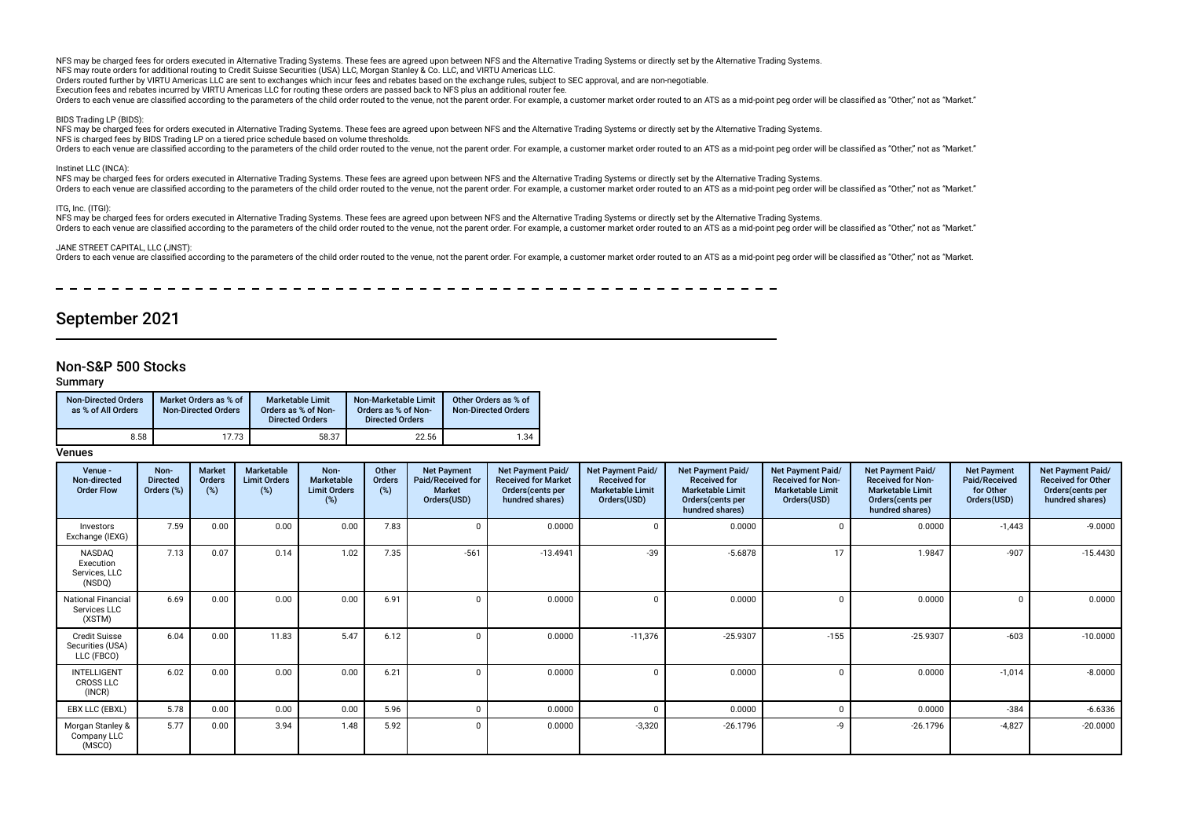NFS may be charged fees for orders executed in Alternative Trading Systems. These fees are agreed upon between NFS and the Alternative Trading Systems or directly set by the Alternative Trading Systems.
NFS may route orders for additional routing to Credit Suisse Securities (USA) LLC, Morgan Stanley & Co. LLC, and VIRTU Americas LLC.
Orders routed further by VIRTU Americas LLC are sent to exchanges which incur fees and rebates based on the exchange rules, subject to SEC approval, and are non-negotiable.
Execution fees and rebates incurred by VIRTU Americas LLC for routing these orders are passed back to NFS plus an additional router fee.
Orders to each venue are classified according to the parameters of the child order routed to the venue, not the parent order. For example, a customer market order routed to an ATS as a mid-point peg order will be classified as "Other," not as "Market."

BIDS Trading LP (BIDS):
NFS may be charged fees for orders executed in Alternative Trading Systems. These fees are agreed upon between NFS and the Alternative Trading Systems or directly set by the Alternative Trading Systems.
NFS is charged fees by BIDS Trading LP on a tiered price schedule based on volume thresholds.
Orders to each venue are classified according to the parameters of the child order routed to the venue, not the parent order. For example, a customer market order routed to an ATS as a mid-point peg order will be classified as "Other," not as "Market."

Instinet LLC (INCA):
NFS may be charged fees for orders executed in Alternative Trading Systems. These fees are agreed upon between NFS and the Alternative Trading Systems or directly set by the Alternative Trading Systems.
Orders to each venue are classified according to the parameters of the child order routed to the venue, not the parent order. For example, a customer market order routed to an ATS as a mid-point peg order will be classified as "Other," not as "Market."

ITG, Inc. (ITGI):
NFS may be charged fees for orders executed in Alternative Trading Systems. These fees are agreed upon between NFS and the Alternative Trading Systems or directly set by the Alternative Trading Systems.
Orders to each venue are classified according to the parameters of the child order routed to the venue, not the parent order. For example, a customer market order routed to an ATS as a mid-point peg order will be classified as "Other," not as "Market."

JANE STREET CAPITAL, LLC (JNST):
Orders to each venue are classified according to the parameters of the child order routed to the venue, not the parent order. For example, a customer market order routed to an ATS as a mid-point peg order will be classified as "Other," not as "Market.

# September 2021

## Non-S&P 500 Stocks

### Summary

| Non-Directed Orders as % of All Orders | Market Orders as % of Non-Directed Orders | Marketable Limit Orders as % of Non-Directed Orders | Non-Marketable Limit Orders as % of Non-Directed Orders | Other Orders as % of Non-Directed Orders |
|---|---|---|---|---|
| 8.58 | 17.73 | 58.37 | 22.56 | 1.34 |

### Venues

| Venue - Non-directed Order Flow | Non-Directed Orders (%) | Market Orders (%) | Marketable Limit Orders (%) | Non-Marketable Limit Orders (%) | Other Orders (%) | Net Payment Paid/Received for Market Orders(USD) | Net Payment Paid/ Received for Market Orders(cents per hundred shares) | Net Payment Paid/ Received for Marketable Limit Orders(USD) | Net Payment Paid/ Received for Marketable Limit Orders(cents per hundred shares) | Net Payment Paid/ Received for Non-Marketable Limit Orders(USD) | Net Payment Paid/ Received for Non-Marketable Limit Orders(cents per hundred shares) | Net Payment Paid/Received for Other Orders(USD) | Net Payment Paid/ Received for Other Orders(cents per hundred shares) |
|---|---|---|---|---|---|---|---|---|---|---|---|---|---|
| Investors Exchange (IEXG) | 7.59 | 0.00 | 0.00 | 0.00 | 7.83 | 0 | 0.0000 | 0 | 0.0000 | 0 | 0.0000 | -1,443 | -9.0000 |
| NASDAQ Execution Services, LLC (NSDQ) | 7.13 | 0.07 | 0.14 | 1.02 | 7.35 | -561 | -13.4941 | -39 | -5.6878 | 17 | 1.9847 | -907 | -15.4430 |
| National Financial Services LLC (XSTM) | 6.69 | 0.00 | 0.00 | 0.00 | 6.91 | 0 | 0.0000 | 0 | 0.0000 | 0 | 0.0000 | 0 | 0.0000 |
| Credit Suisse Securities (USA) LLC (FBCO) | 6.04 | 0.00 | 11.83 | 5.47 | 6.12 | 0 | 0.0000 | -11,376 | -25.9307 | -155 | -25.9307 | -603 | -10.0000 |
| INTELLIGENT CROSS LLC (INCR) | 6.02 | 0.00 | 0.00 | 0.00 | 6.21 | 0 | 0.0000 | 0 | 0.0000 | 0 | 0.0000 | -1,014 | -8.0000 |
| EBX LLC (EBXL) | 5.78 | 0.00 | 0.00 | 0.00 | 5.96 | 0 | 0.0000 | 0 | 0.0000 | 0 | 0.0000 | -384 | -6.6336 |
| Morgan Stanley & Company LLC (MSCO) | 5.77 | 0.00 | 3.94 | 1.48 | 5.92 | 0 | 0.0000 | -3,320 | -26.1796 | -9 | -26.1796 | -4,827 | -20.0000 |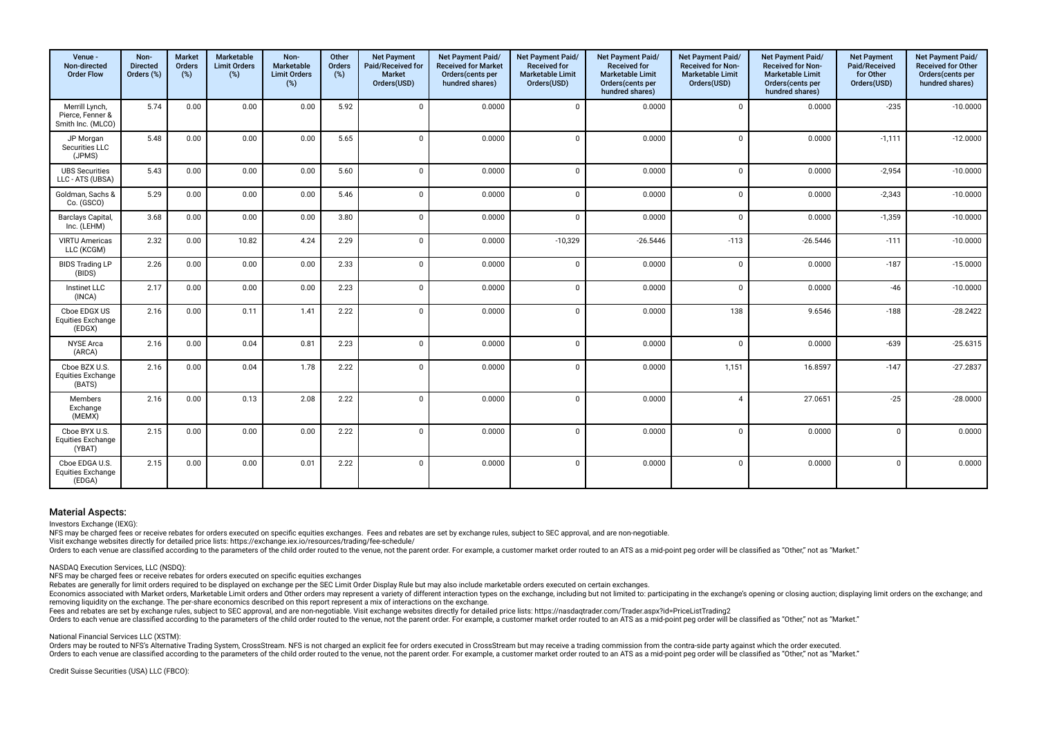| Venue - Non-directed Order Flow | Non-Directed Orders (%) | Market Orders (%) | Marketable Limit Orders (%) | Non-Marketable Limit Orders (%) | Other Orders (%) | Net Payment Paid/Received for Market Orders(USD) | Net Payment Paid/Received for Market Orders(cents per hundred shares) | Net Payment Paid/Received for Marketable Limit Orders(USD) | Net Payment Paid/Received for Marketable Limit Orders(cents per hundred shares) | Net Payment Paid/Received for Non-Marketable Limit Orders(USD) | Net Payment Paid/Received for Non-Marketable Limit Orders(cents per hundred shares) | Net Payment Paid/Received for Other Orders(USD) | Net Payment Paid/Received for Other Orders(cents per hundred shares) |
|---|---|---|---|---|---|---|---|---|---|---|---|---|---|
| Merrill Lynch, Pierce, Fenner & Smith Inc. (MLCO) | 5.74 | 0.00 | 0.00 | 0.00 | 5.92 | 0 | 0.0000 | 0 | 0.0000 | 0 | 0.0000 | -235 | -10.0000 |
| JP Morgan Securities LLC (JPMS) | 5.48 | 0.00 | 0.00 | 0.00 | 5.65 | 0 | 0.0000 | 0 | 0.0000 | 0 | 0.0000 | -1,111 | -12.0000 |
| UBS Securities LLC - ATS (UBSA) | 5.43 | 0.00 | 0.00 | 0.00 | 5.60 | 0 | 0.0000 | 0 | 0.0000 | 0 | 0.0000 | -2,954 | -10.0000 |
| Goldman, Sachs & Co. (GSCO) | 5.29 | 0.00 | 0.00 | 0.00 | 5.46 | 0 | 0.0000 | 0 | 0.0000 | 0 | 0.0000 | -2,343 | -10.0000 |
| Barclays Capital, Inc. (LEHM) | 3.68 | 0.00 | 0.00 | 0.00 | 3.80 | 0 | 0.0000 | 0 | 0.0000 | 0 | 0.0000 | -1,359 | -10.0000 |
| VIRTU Americas LLC (KCGM) | 2.32 | 0.00 | 10.82 | 4.24 | 2.29 | 0 | 0.0000 | -10,329 | -26.5446 | -113 | -26.5446 | -111 | -10.0000 |
| BIDS Trading LP (BIDS) | 2.26 | 0.00 | 0.00 | 0.00 | 2.33 | 0 | 0.0000 | 0 | 0.0000 | 0 | 0.0000 | -187 | -15.0000 |
| Instinet LLC (INCA) | 2.17 | 0.00 | 0.00 | 0.00 | 2.23 | 0 | 0.0000 | 0 | 0.0000 | 0 | 0.0000 | -46 | -10.0000 |
| Cboe EDGX US Equities Exchange (EDGX) | 2.16 | 0.00 | 0.11 | 1.41 | 2.22 | 0 | 0.0000 | 0 | 0.0000 | 138 | 9.6546 | -188 | -28.2422 |
| NYSE Arca (ARCA) | 2.16 | 0.00 | 0.04 | 0.81 | 2.23 | 0 | 0.0000 | 0 | 0.0000 | 0 | 0.0000 | -639 | -25.6315 |
| Cboe BZX U.S. Equities Exchange (BATS) | 2.16 | 0.00 | 0.04 | 1.78 | 2.22 | 0 | 0.0000 | 0 | 0.0000 | 1,151 | 16.8597 | -147 | -27.2837 |
| Members Exchange (MEMX) | 2.16 | 0.00 | 0.13 | 2.08 | 2.22 | 0 | 0.0000 | 0 | 0.0000 | 4 | 27.0651 | -25 | -28.0000 |
| Cboe BYX U.S. Equities Exchange (YBAT) | 2.15 | 0.00 | 0.00 | 0.00 | 2.22 | 0 | 0.0000 | 0 | 0.0000 | 0 | 0.0000 | 0 | 0.0000 |
| Cboe EDGA U.S. Equities Exchange (EDGA) | 2.15 | 0.00 | 0.00 | 0.01 | 2.22 | 0 | 0.0000 | 0 | 0.0000 | 0 | 0.0000 | 0 | 0.0000 |

## Material Aspects:

Investors Exchange (IEXG):

NFS may be charged fees or receive rebates for orders executed on specific equities exchanges. Fees and rebates are set by exchange rules, subject to SEC approval, and are non-negotiable.
Visit exchange websites directly for detailed price lists: https://exchange.iex.io/resources/trading/fee-schedule/
Orders to each venue are classified according to the parameters of the child order routed to the venue, not the parent order. For example, a customer market order routed to an ATS as a mid-point peg order will be classified as "Other," not as "Market."

NASDAQ Execution Services, LLC (NSDQ):

NFS may be charged fees or receive rebates for orders executed on specific equities exchanges
Rebates are generally for limit orders required to be displayed on exchange per the SEC Limit Order Display Rule but may also include marketable orders executed on certain exchanges.
Economics associated with Market orders, Marketable Limit orders and Other orders may represent a variety of different interaction types on the exchange, including but not limited to: participating in the exchange's opening or closing auction; displaying limit orders on the exchange; and removing liquidity on the exchange. The per-share economics described on this report represent a mix of interactions on the exchange.
Fees and rebates are set by exchange rules, subject to SEC approval, and are non-negotiable. Visit exchange websites directly for detailed price lists: https://nasdaqtrader.com/Trader.aspx?id=PriceListTrading2
Orders to each venue are classified according to the parameters of the child order routed to the venue, not the parent order. For example, a customer market order routed to an ATS as a mid-point peg order will be classified as "Other," not as "Market."

National Financial Services LLC (XSTM):

Orders may be routed to NFS's Alternative Trading System, CrossStream. NFS is not charged an explicit fee for orders executed in CrossStream but may receive a trading commission from the contra-side party against which the order executed.
Orders to each venue are classified according to the parameters of the child order routed to the venue, not the parent order. For example, a customer market order routed to an ATS as a mid-point peg order will be classified as "Other," not as "Market."

Credit Suisse Securities (USA) LLC (FBCO):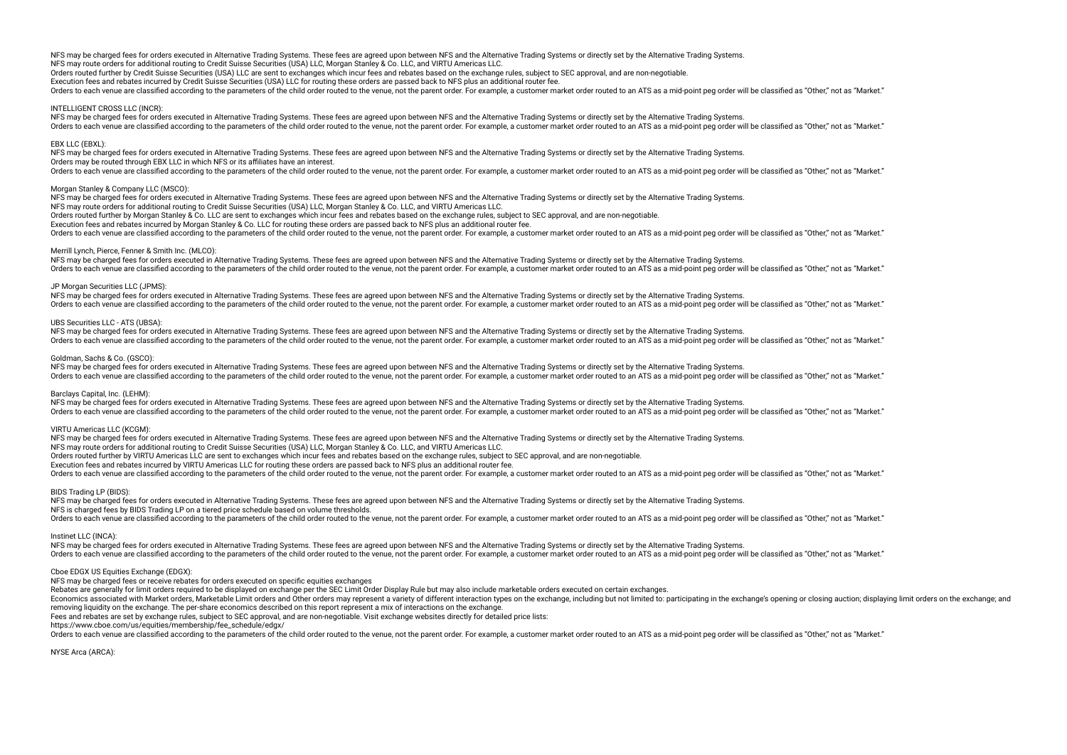NFS may be charged fees for orders executed in Alternative Trading Systems. These fees are agreed upon between NFS and the Alternative Trading Systems or directly set by the Alternative Trading Systems.
NFS may route orders for additional routing to Credit Suisse Securities (USA) LLC, Morgan Stanley & Co. LLC, and VIRTU Americas LLC.
Orders routed further by Credit Suisse Securities (USA) LLC are sent to exchanges which incur fees and rebates based on the exchange rules, subject to SEC approval, and are non-negotiable.
Execution fees and rebates incurred by Credit Suisse Securities (USA) LLC for routing these orders are passed back to NFS plus an additional router fee.
Orders to each venue are classified according to the parameters of the child order routed to the venue, not the parent order. For example, a customer market order routed to an ATS as a mid-point peg order will be classified as "Other," not as "Market."

INTELLIGENT CROSS LLC (INCR):
NFS may be charged fees for orders executed in Alternative Trading Systems. These fees are agreed upon between NFS and the Alternative Trading Systems or directly set by the Alternative Trading Systems.
Orders to each venue are classified according to the parameters of the child order routed to the venue, not the parent order. For example, a customer market order routed to an ATS as a mid-point peg order will be classified as "Other," not as "Market."

EBX LLC (EBXL):
NFS may be charged fees for orders executed in Alternative Trading Systems. These fees are agreed upon between NFS and the Alternative Trading Systems or directly set by the Alternative Trading Systems.
Orders may be routed through EBX LLC in which NFS or its affiliates have an interest.
Orders to each venue are classified according to the parameters of the child order routed to the venue, not the parent order. For example, a customer market order routed to an ATS as a mid-point peg order will be classified as "Other," not as "Market."

Morgan Stanley & Company LLC (MSCO):
NFS may be charged fees for orders executed in Alternative Trading Systems. These fees are agreed upon between NFS and the Alternative Trading Systems or directly set by the Alternative Trading Systems.
NFS may route orders for additional routing to Credit Suisse Securities (USA) LLC, Morgan Stanley & Co. LLC, and VIRTU Americas LLC.
Orders routed further by Morgan Stanley & Co. LLC are sent to exchanges which incur fees and rebates based on the exchange rules, subject to SEC approval, and are non-negotiable.
Execution fees and rebates incurred by Morgan Stanley & Co. LLC for routing these orders are passed back to NFS plus an additional router fee.
Orders to each venue are classified according to the parameters of the child order routed to the venue, not the parent order. For example, a customer market order routed to an ATS as a mid-point peg order will be classified as "Other," not as "Market."

Merrill Lynch, Pierce, Fenner & Smith Inc. (MLCO):
NFS may be charged fees for orders executed in Alternative Trading Systems. These fees are agreed upon between NFS and the Alternative Trading Systems or directly set by the Alternative Trading Systems.
Orders to each venue are classified according to the parameters of the child order routed to the venue, not the parent order. For example, a customer market order routed to an ATS as a mid-point peg order will be classified as "Other," not as "Market."

JP Morgan Securities LLC (JPMS):
NFS may be charged fees for orders executed in Alternative Trading Systems. These fees are agreed upon between NFS and the Alternative Trading Systems or directly set by the Alternative Trading Systems.
Orders to each venue are classified according to the parameters of the child order routed to the venue, not the parent order. For example, a customer market order routed to an ATS as a mid-point peg order will be classified as "Other," not as "Market."

UBS Securities LLC - ATS (UBSA):
NFS may be charged fees for orders executed in Alternative Trading Systems. These fees are agreed upon between NFS and the Alternative Trading Systems or directly set by the Alternative Trading Systems.
Orders to each venue are classified according to the parameters of the child order routed to the venue, not the parent order. For example, a customer market order routed to an ATS as a mid-point peg order will be classified as "Other," not as "Market."

Goldman, Sachs & Co. (GSCO):
NFS may be charged fees for orders executed in Alternative Trading Systems. These fees are agreed upon between NFS and the Alternative Trading Systems or directly set by the Alternative Trading Systems.
Orders to each venue are classified according to the parameters of the child order routed to the venue, not the parent order. For example, a customer market order routed to an ATS as a mid-point peg order will be classified as "Other," not as "Market."

Barclays Capital, Inc. (LEHM):
NFS may be charged fees for orders executed in Alternative Trading Systems. These fees are agreed upon between NFS and the Alternative Trading Systems or directly set by the Alternative Trading Systems.
Orders to each venue are classified according to the parameters of the child order routed to the venue, not the parent order. For example, a customer market order routed to an ATS as a mid-point peg order will be classified as "Other," not as "Market."

VIRTU Americas LLC (KCGM):
NFS may be charged fees for orders executed in Alternative Trading Systems. These fees are agreed upon between NFS and the Alternative Trading Systems or directly set by the Alternative Trading Systems.
NFS may route orders for additional routing to Credit Suisse Securities (USA) LLC, Morgan Stanley & Co. LLC, and VIRTU Americas LLC.
Orders routed further by VIRTU Americas LLC are sent to exchanges which incur fees and rebates based on the exchange rules, subject to SEC approval, and are non-negotiable.
Execution fees and rebates incurred by VIRTU Americas LLC for routing these orders are passed back to NFS plus an additional router fee.
Orders to each venue are classified according to the parameters of the child order routed to the venue, not the parent order. For example, a customer market order routed to an ATS as a mid-point peg order will be classified as "Other," not as "Market."

BIDS Trading LP (BIDS):
NFS may be charged fees for orders executed in Alternative Trading Systems. These fees are agreed upon between NFS and the Alternative Trading Systems or directly set by the Alternative Trading Systems.
NFS is charged fees by BIDS Trading LP on a tiered price schedule based on volume thresholds.
Orders to each venue are classified according to the parameters of the child order routed to the venue, not the parent order. For example, a customer market order routed to an ATS as a mid-point peg order will be classified as "Other," not as "Market."

Instinet LLC (INCA):
NFS may be charged fees for orders executed in Alternative Trading Systems. These fees are agreed upon between NFS and the Alternative Trading Systems or directly set by the Alternative Trading Systems.
Orders to each venue are classified according to the parameters of the child order routed to the venue, not the parent order. For example, a customer market order routed to an ATS as a mid-point peg order will be classified as "Other," not as "Market."

Cboe EDGX US Equities Exchange (EDGX):
NFS may be charged fees or receive rebates for orders executed on specific equities exchanges
Rebates are generally for limit orders required to be displayed on exchange per the SEC Limit Order Display Rule but may also include marketable orders executed on certain exchanges.
Economics associated with Market orders, Marketable Limit orders and Other orders may represent a variety of different interaction types on the exchange, including but not limited to: participating in the exchange's opening or closing auction; displaying limit orders on the exchange; and removing liquidity on the exchange. The per-share economics described on this report represent a mix of interactions on the exchange.
Fees and rebates are set by exchange rules, subject to SEC approval, and are non-negotiable. Visit exchange websites directly for detailed price lists:
https://www.cboe.com/us/equities/membership/fee_schedule/edgx/
Orders to each venue are classified according to the parameters of the child order routed to the venue, not the parent order. For example, a customer market order routed to an ATS as a mid-point peg order will be classified as "Other," not as "Market."

NYSE Arca (ARCA):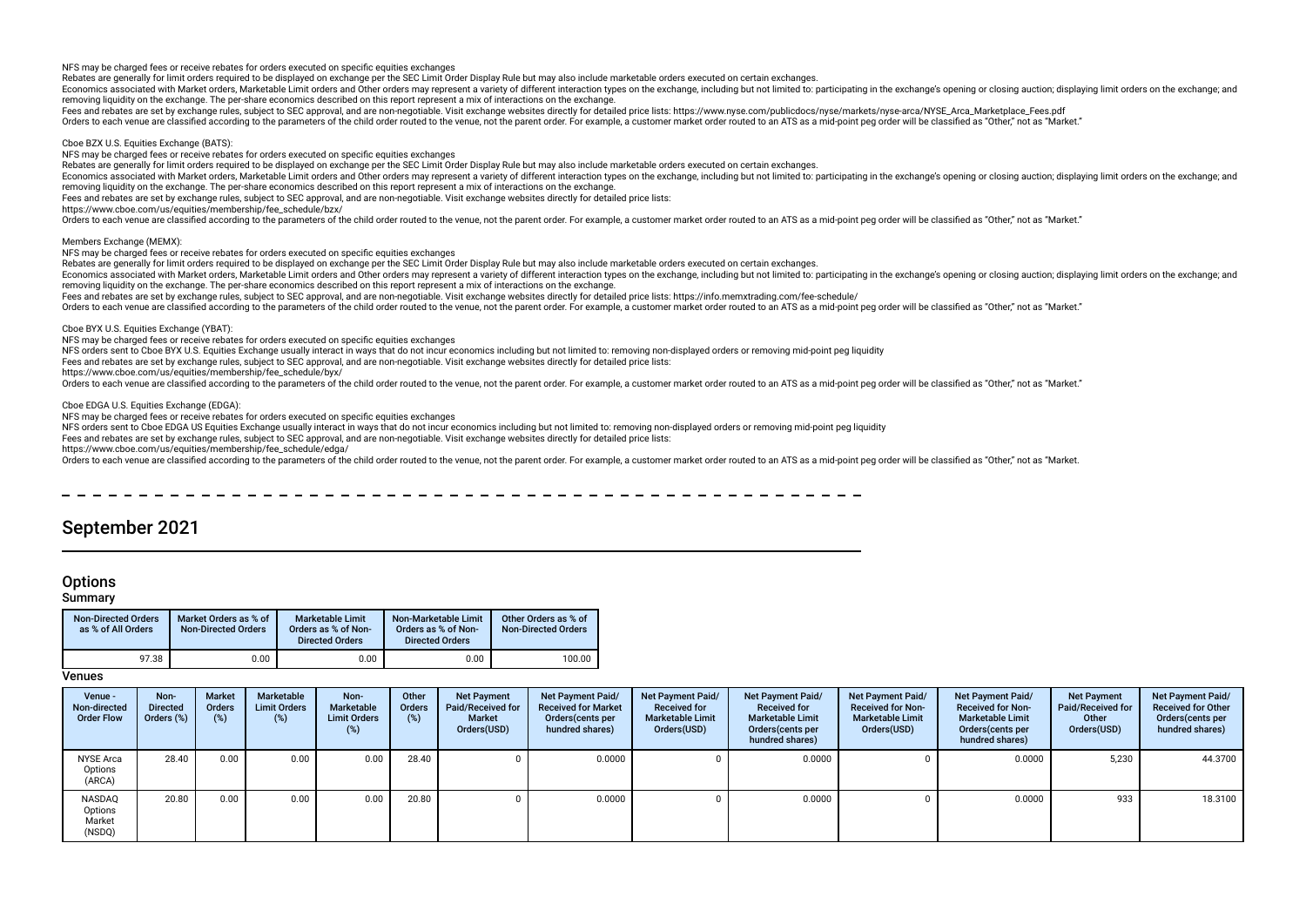NFS may be charged fees or receive rebates for orders executed on specific equities exchanges

Rebates are generally for limit orders required to be displayed on exchange per the SEC Limit Order Display Rule but may also include marketable orders executed on certain exchanges.

Economics associated with Market orders, Marketable Limit orders and Other orders may represent a variety of different interaction types on the exchange, including but not limited to: participating in the exchange's opening or closing auction; displaying limit orders on the exchange; and removing liquidity on the exchange. The per-share economics described on this report represent a mix of interactions on the exchange.

Fees and rebates are set by exchange rules, subject to SEC approval, and are non-negotiable. Visit exchange websites directly for detailed price lists: https://www.nyse.com/publicdocs/nyse/markets/nyse-arca/NYSE_Arca_Marketplace_Fees.pdf

Orders to each venue are classified according to the parameters of the child order routed to the venue, not the parent order. For example, a customer market order routed to an ATS as a mid-point peg order will be classified as "Other," not as "Market."

Cboe BZX U.S. Equities Exchange (BATS):

NFS may be charged fees or receive rebates for orders executed on specific equities exchanges

Rebates are generally for limit orders required to be displayed on exchange per the SEC Limit Order Display Rule but may also include marketable orders executed on certain exchanges.

Economics associated with Market orders, Marketable Limit orders and Other orders may represent a variety of different interaction types on the exchange, including but not limited to: participating in the exchange's opening or closing auction; displaying limit orders on the exchange; and removing liquidity on the exchange. The per-share economics described on this report represent a mix of interactions on the exchange.

Fees and rebates are set by exchange rules, subject to SEC approval, and are non-negotiable. Visit exchange websites directly for detailed price lists:

https://www.cboe.com/us/equities/membership/fee_schedule/bzx/

Orders to each venue are classified according to the parameters of the child order routed to the venue, not the parent order. For example, a customer market order routed to an ATS as a mid-point peg order will be classified as "Other," not as "Market."

Members Exchange (MEMX):

NFS may be charged fees or receive rebates for orders executed on specific equities exchanges

Rebates are generally for limit orders required to be displayed on exchange per the SEC Limit Order Display Rule but may also include marketable orders executed on certain exchanges.

Economics associated with Market orders, Marketable Limit orders and Other orders may represent a variety of different interaction types on the exchange, including but not limited to: participating in the exchange's opening or closing auction; displaying limit orders on the exchange; and removing liquidity on the exchange. The per-share economics described on this report represent a mix of interactions on the exchange.

Fees and rebates are set by exchange rules, subject to SEC approval, and are non-negotiable. Visit exchange websites directly for detailed price lists: https://info.memxtrading.com/fee-schedule/

Orders to each venue are classified according to the parameters of the child order routed to the venue, not the parent order. For example, a customer market order routed to an ATS as a mid-point peg order will be classified as "Other," not as "Market."

Cboe BYX U.S. Equities Exchange (YBAT):

NFS may be charged fees or receive rebates for orders executed on specific equities exchanges

NFS orders sent to Cboe BYX U.S. Equities Exchange usually interact in ways that do not incur economics including but not limited to: removing non-displayed orders or removing mid-point peg liquidity

Fees and rebates are set by exchange rules, subject to SEC approval, and are non-negotiable. Visit exchange websites directly for detailed price lists:

https://www.cboe.com/us/equities/membership/fee_schedule/byx/

Orders to each venue are classified according to the parameters of the child order routed to the venue, not the parent order. For example, a customer market order routed to an ATS as a mid-point peg order will be classified as "Other," not as "Market."

Cboe EDGA U.S. Equities Exchange (EDGA):

NFS may be charged fees or receive rebates for orders executed on specific equities exchanges

NFS orders sent to Cboe EDGA US Equities Exchange usually interact in ways that do not incur economics including but not limited to: removing non-displayed orders or removing mid-point peg liquidity

Fees and rebates are set by exchange rules, subject to SEC approval, and are non-negotiable. Visit exchange websites directly for detailed price lists:

https://www.cboe.com/us/equities/membership/fee_schedule/edga/

Orders to each venue are classified according to the parameters of the child order routed to the venue, not the parent order. For example, a customer market order routed to an ATS as a mid-point peg order will be classified as "Other," not as "Market.

# September 2021

## Options

### Summary

| Non-Directed Orders as % of All Orders | Market Orders as % of Non-Directed Orders | Marketable Limit Orders as % of Non-Directed Orders | Non-Marketable Limit Orders as % of Non-Directed Orders | Other Orders as % of Non-Directed Orders |
|---|---|---|---|---|
| 97.38 | 0.00 | 0.00 | 0.00 | 100.00 |

### Venues

| Venue - Non-directed Order Flow | Non-Directed Orders (%) | Market Orders (%) | Marketable Limit Orders (%) | Non-Marketable Limit Orders (%) | Other Orders (%) | Net Payment Paid/Received for Market Orders(USD) | Net Payment Paid/Received for Market Orders(cents per hundred shares) | Net Payment Paid/Received for Marketable Limit Orders(USD) | Net Payment Paid/Received for Marketable Limit Orders(cents per hundred shares) | Net Payment Paid/Received for Non-Marketable Limit Orders(USD) | Net Payment Paid/Received for Non-Marketable Limit Orders(cents per hundred shares) | Net Payment Paid/Received for Other Orders(USD) | Net Payment Paid/Received for Other Orders(cents per hundred shares) |
|---|---|---|---|---|---|---|---|---|---|---|---|---|---|
| NYSE Arca Options (ARCA) | 28.40 | 0.00 | 0.00 | 0.00 | 28.40 | 0 | 0.0000 | 0 | 0.0000 | 0 | 0.0000 | 5,230 | 44.3700 |
| NASDAQ Options Market (NSDQ) | 20.80 | 0.00 | 0.00 | 0.00 | 20.80 | 0 | 0.0000 | 0 | 0.0000 | 0 | 0.0000 | 933 | 18.3100 |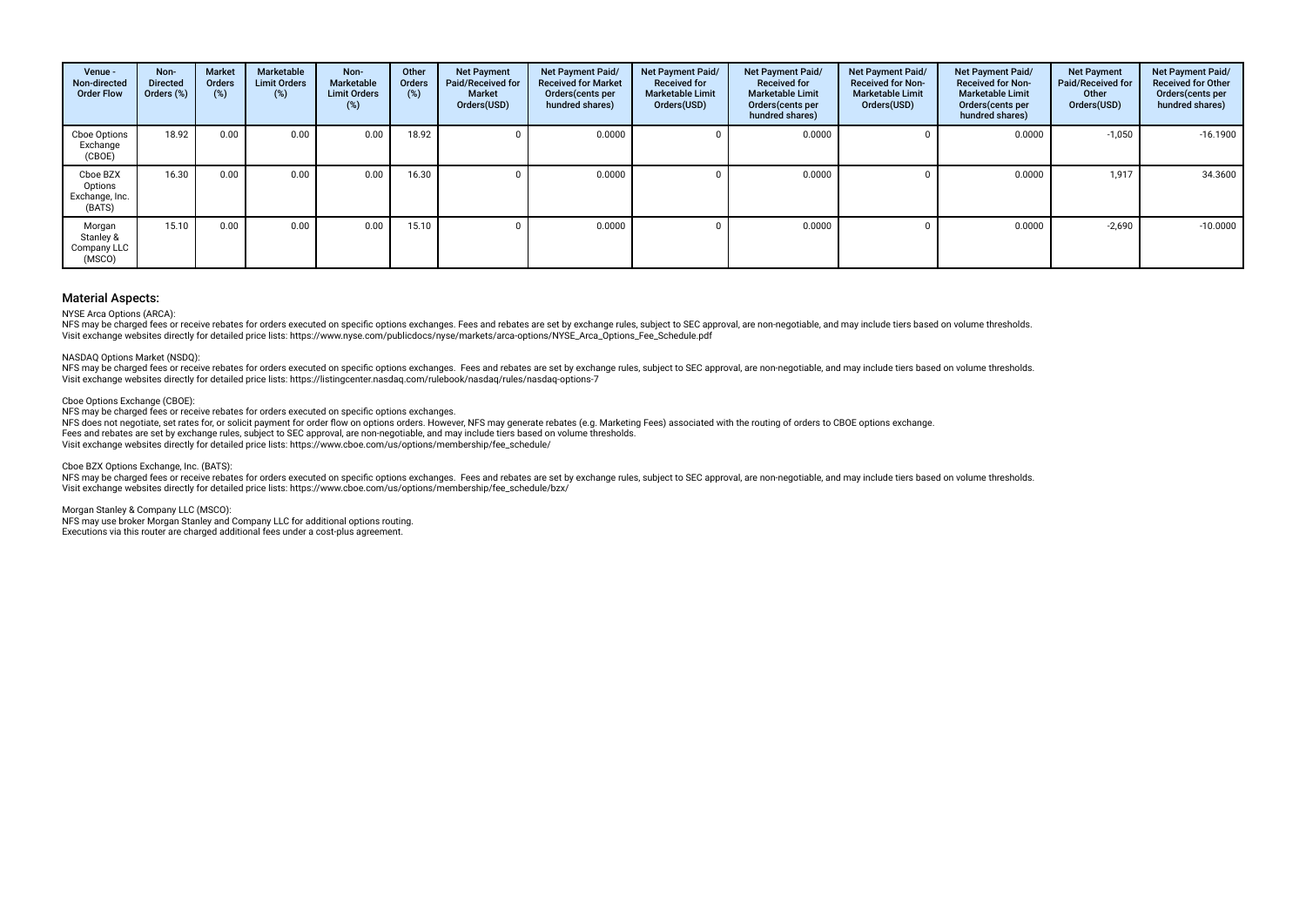| Venue - Non-directed Order Flow | Non-Directed Orders (%) | Market Orders (%) | Marketable Limit Orders (%) | Non-Marketable Limit Orders (%) | Other Orders (%) | Net Payment Paid/Received for Market Orders(USD) | Net Payment Paid/ Received for Market Orders(cents per hundred shares) | Net Payment Paid/ Received for Marketable Limit Orders(USD) | Net Payment Paid/ Received for Marketable Limit Orders(cents per hundred shares) | Net Payment Paid/ Received for Non-Marketable Limit Orders(USD) | Net Payment Paid/ Received for Non-Marketable Limit Orders(cents per hundred shares) | Net Payment Paid/Received for Other Orders(USD) | Net Payment Paid/ Received for Other Orders(cents per hundred shares) |
|---|---|---|---|---|---|---|---|---|---|---|---|---|---|
| Cboe Options Exchange (CBOE) | 18.92 | 0.00 | 0.00 | 0.00 | 18.92 | 0 | 0.0000 | 0 | 0.0000 | 0 | 0.0000 | -1,050 | -16.1900 |
| Cboe BZX Options Exchange, Inc. (BATS) | 16.30 | 0.00 | 0.00 | 0.00 | 16.30 | 0 | 0.0000 | 0 | 0.0000 | 0 | 0.0000 | 1,917 | 34.3600 |
| Morgan Stanley & Company LLC (MSCO) | 15.10 | 0.00 | 0.00 | 0.00 | 15.10 | 0 | 0.0000 | 0 | 0.0000 | 0 | 0.0000 | -2,690 | -10.0000 |

## Material Aspects:

NYSE Arca Options (ARCA):
NFS may be charged fees or receive rebates for orders executed on specific options exchanges. Fees and rebates are set by exchange rules, subject to SEC approval, are non-negotiable, and may include tiers based on volume thresholds.
Visit exchange websites directly for detailed price lists: https://www.nyse.com/publicdocs/nyse/markets/arca-options/NYSE_Arca_Options_Fee_Schedule.pdf

NASDAQ Options Market (NSDQ):
NFS may be charged fees or receive rebates for orders executed on specific options exchanges. Fees and rebates are set by exchange rules, subject to SEC approval, are non-negotiable, and may include tiers based on volume thresholds.
Visit exchange websites directly for detailed price lists: https://listingcenter.nasdaq.com/rulebook/nasdaq/rules/nasdaq-options-7

Cboe Options Exchange (CBOE):
NFS may be charged fees or receive rebates for orders executed on specific options exchanges.
NFS does not negotiate, set rates for, or solicit payment for order flow on options orders. However, NFS may generate rebates (e.g. Marketing Fees) associated with the routing of orders to CBOE options exchange.
Fees and rebates are set by exchange rules, subject to SEC approval, are non-negotiable, and may include tiers based on volume thresholds.
Visit exchange websites directly for detailed price lists: https://www.cboe.com/us/options/membership/fee_schedule/

Cboe BZX Options Exchange, Inc. (BATS):
NFS may be charged fees or receive rebates for orders executed on specific options exchanges. Fees and rebates are set by exchange rules, subject to SEC approval, are non-negotiable, and may include tiers based on volume thresholds.
Visit exchange websites directly for detailed price lists: https://www.cboe.com/us/options/membership/fee_schedule/bzx/

Morgan Stanley & Company LLC (MSCO):
NFS may use broker Morgan Stanley and Company LLC for additional options routing.
Executions via this router are charged additional fees under a cost-plus agreement.